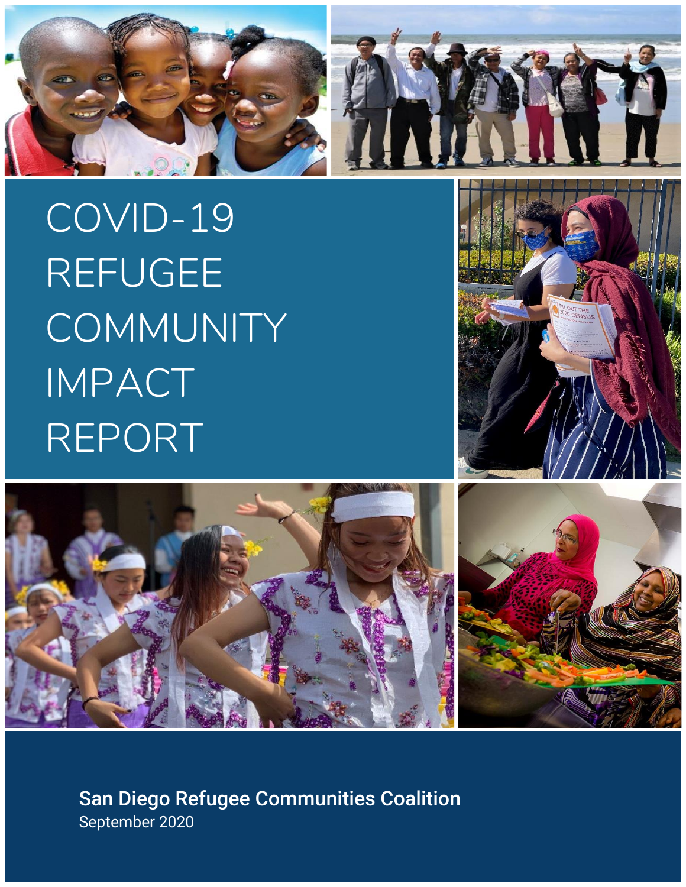# COVID-19 REFUGEE COMMUNITY IMPACT REPORT

**San Diego Refugee Communities Coalition**

September 2020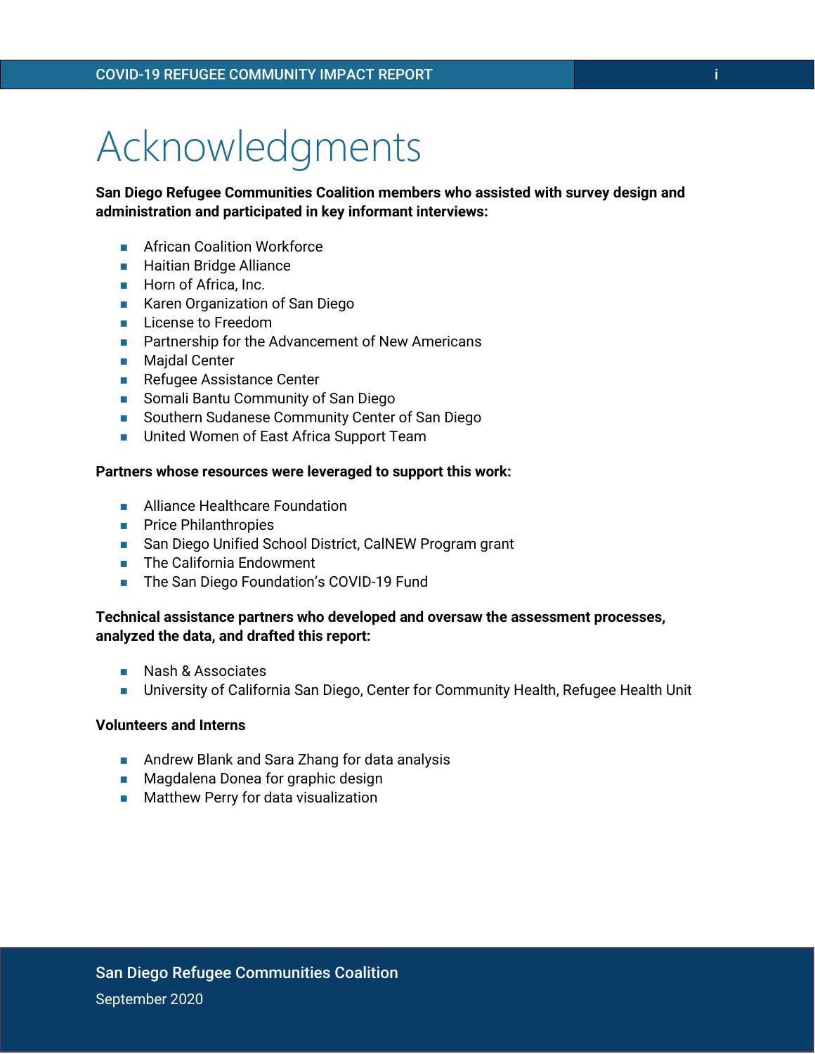# Acknowledgments

**San Diego Refugee Communities Coalition members who assisted with survey design and administration and participated in key informant interviews:**

- African Coalition Workforce
- Haitian Bridge Alliance
- Horn of Africa, Inc.
- Karen Organization of San Diego
- License to Freedom
- Partnership for the Advancement of New Americans
- Majdal Center
- Refugee Assistance Center
- Somali Bantu Community of San Diego
- Southern Sudanese Community Center of San Diego
- United Women of East Africa Support Team

**Partners whose resources were leveraged to support this work:**

- Alliance Healthcare Foundation
- Price Philanthropies
- San Diego Unified School District, CalNEW Program grant
- The California Endowment
- The San Diego Foundation's COVID-19 Fund

**Technical assistance partners who developed and oversaw the assessment processes, analyzed the data, and drafted this report:**

- Nash & Associates
- University of California San Diego, Center for Community Health, Refugee Health Unit

**Volunteers and Interns**

- Andrew Blank and Sara Zhang for data analysis
- Magdalena Donea for graphic design
- Matthew Perry for data visualization

San Diego Refugee Communities Coalition

September 2020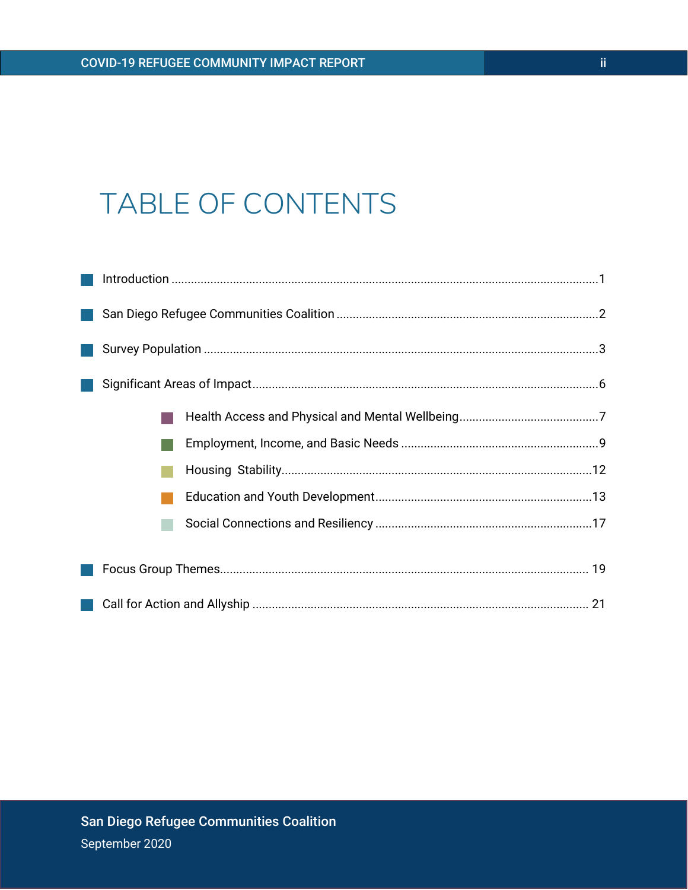# TABLE OF CONTENTS

- Introduction ....................................................................................................................1
- San Diego Refugee Communities Coalition ................................................................2
- Survey Population ..........................................................................................................3
- Significant Areas of Impact..........................................................................................6
  - Health Access and Physical and Mental Wellbeing...........................................7
  - Employment, Income, and Basic Needs ............................................................9
  - Housing Stability...............................................................................................12
  - Education and Youth Development..................................................................13
  - Social Connections and Resiliency ..................................................................17
- Focus Group Themes................................................................................................. 19
- Call for Action and Allyship ....................................................................................... 21

San Diego Refugee Communities Coalition

September 2020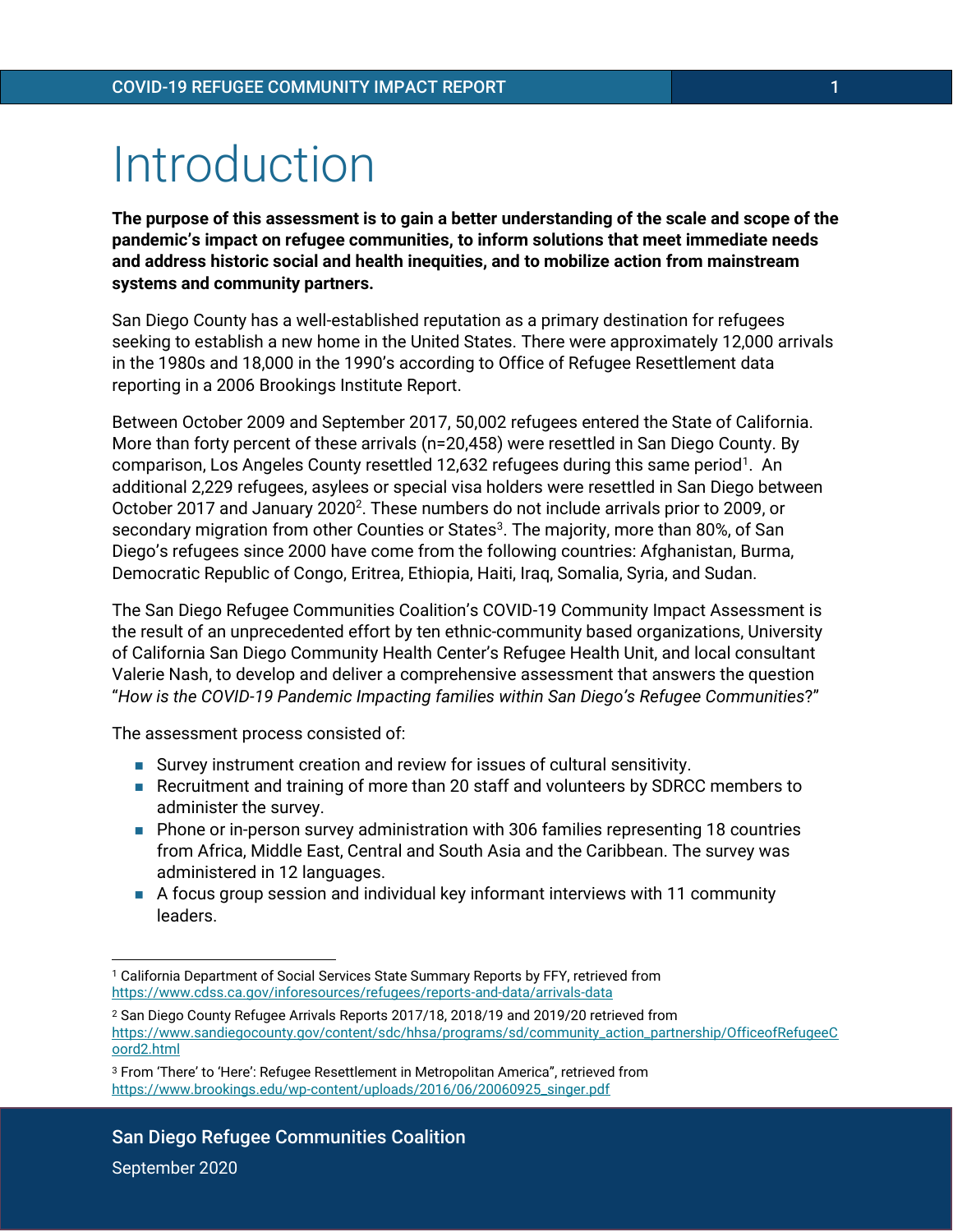# Introduction

**The purpose of this assessment is to gain a better understanding of the scale and scope of the pandemic's impact on refugee communities, to inform solutions that meet immediate needs and address historic social and health inequities, and to mobilize action from mainstream systems and community partners.**

San Diego County has a well-established reputation as a primary destination for refugees seeking to establish a new home in the United States. There were approximately 12,000 arrivals in the 1980s and 18,000 in the 1990's according to Office of Refugee Resettlement data reporting in a 2006 Brookings Institute Report.

Between October 2009 and September 2017, 50,002 refugees entered the State of California. More than forty percent of these arrivals (n=20,458) were resettled in San Diego County. By comparison, Los Angeles County resettled 12,632 refugees during this same period[1]. An additional 2,229 refugees, asylees or special visa holders were resettled in San Diego between October 2017 and January 2020[2]. These numbers do not include arrivals prior to 2009, or secondary migration from other Counties or States[3]. The majority, more than 80%, of San Diego's refugees since 2000 have come from the following countries: Afghanistan, Burma, Democratic Republic of Congo, Eritrea, Ethiopia, Haiti, Iraq, Somalia, Syria, and Sudan.

The San Diego Refugee Communities Coalition's COVID-19 Community Impact Assessment is the result of an unprecedented effort by ten ethnic-community based organizations, University of California San Diego Community Health Center's Refugee Health Unit, and local consultant Valerie Nash, to develop and deliver a comprehensive assessment that answers the question "*How is the COVID-19 Pandemic Impacting families within San Diego's Refugee Communities*?"

The assessment process consisted of:

- Survey instrument creation and review for issues of cultural sensitivity.
- Recruitment and training of more than 20 staff and volunteers by SDRCC members to administer the survey.
- Phone or in-person survey administration with 306 families representing 18 countries from Africa, Middle East, Central and South Asia and the Caribbean. The survey was administered in 12 languages.
- A focus group session and individual key informant interviews with 11 community leaders.

---

[1] California Department of Social Services State Summary Reports by FFY, retrieved from https://www.cdss.ca.gov/inforesources/refugees/reports-and-data/arrivals-data

[2] San Diego County Refugee Arrivals Reports 2017/18, 2018/19 and 2019/20 retrieved from https://www.sandiegocounty.gov/content/sdc/hhsa/programs/sd/community_action_partnership/OfficeofRefugeeCoord2.html

[3] From 'There' to 'Here': Refugee Resettlement in Metropolitan America", retrieved from https://www.brookings.edu/wp-content/uploads/2016/06/20060925_singer.pdf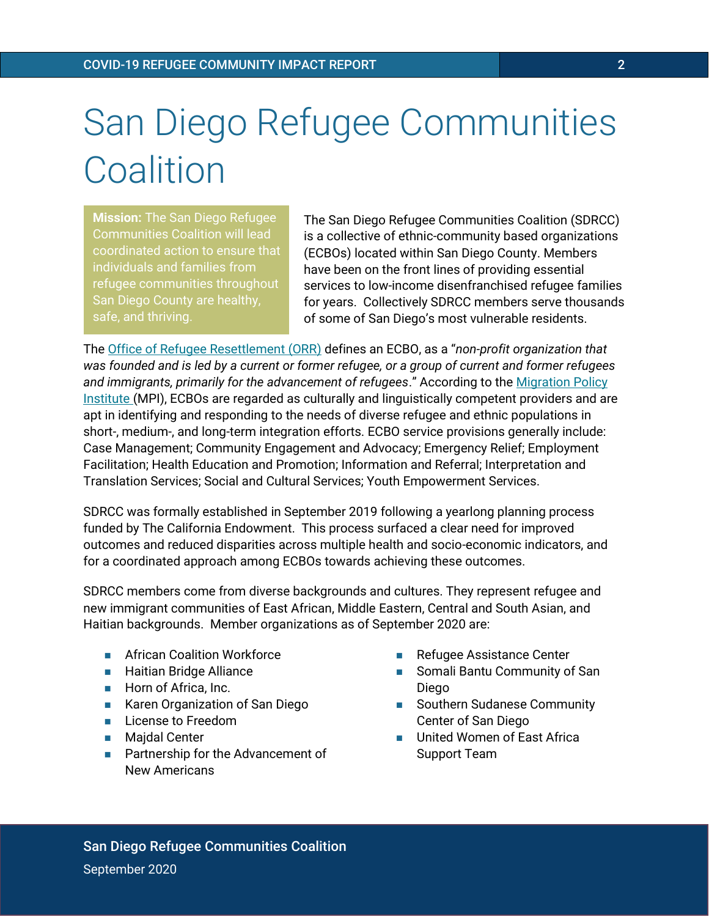# San Diego Refugee Communities Coalition

**Mission:** The San Diego Refugee Communities Coalition will lead coordinated action to ensure that individuals and families from refugee communities throughout San Diego County are healthy, safe, and thriving.

The San Diego Refugee Communities Coalition (SDRCC) is a collective of ethnic-community based organizations (ECBOs) located within San Diego County. Members have been on the front lines of providing essential services to low-income disenfranchised refugee families for years. Collectively SDRCC members serve thousands of some of San Diego's most vulnerable residents.

The Office of Refugee Resettlement (ORR) defines an ECBO, as a "*non-profit organization that was founded and is led by a current or former refugee, or a group of current and former refugees and immigrants, primarily for the advancement of refugees*." According to the Migration Policy Institute (MPI), ECBOs are regarded as culturally and linguistically competent providers and are apt in identifying and responding to the needs of diverse refugee and ethnic populations in short-, medium-, and long-term integration efforts. ECBO service provisions generally include: Case Management; Community Engagement and Advocacy; Emergency Relief; Employment Facilitation; Health Education and Promotion; Information and Referral; Interpretation and Translation Services; Social and Cultural Services; Youth Empowerment Services.

SDRCC was formally established in September 2019 following a yearlong planning process funded by The California Endowment. This process surfaced a clear need for improved outcomes and reduced disparities across multiple health and socio-economic indicators, and for a coordinated approach among ECBOs towards achieving these outcomes.

SDRCC members come from diverse backgrounds and cultures. They represent refugee and new immigrant communities of East African, Middle Eastern, Central and South Asian, and Haitian backgrounds. Member organizations as of September 2020 are:

- African Coalition Workforce
- Haitian Bridge Alliance
- Horn of Africa, Inc.
- Karen Organization of San Diego
- License to Freedom
- Majdal Center
- Partnership for the Advancement of New Americans
- Refugee Assistance Center
- Somali Bantu Community of San Diego
- Southern Sudanese Community Center of San Diego
- United Women of East Africa Support Team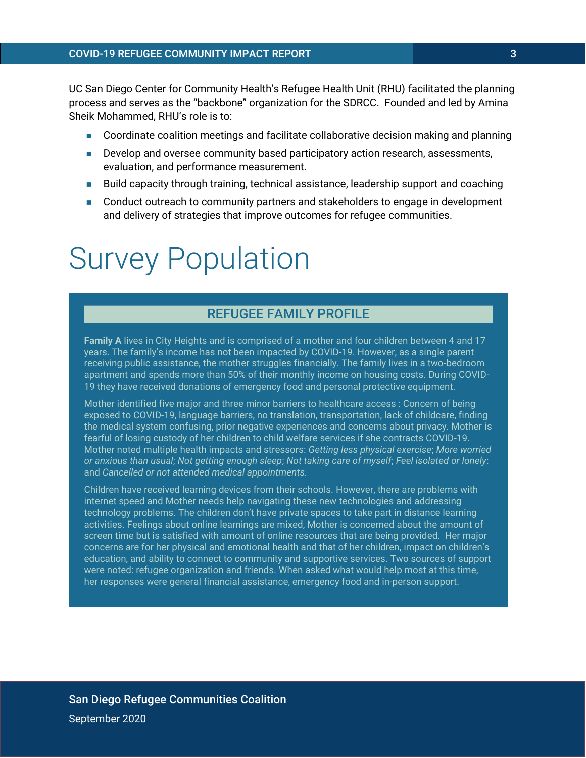UC San Diego Center for Community Health's Refugee Health Unit (RHU) facilitated the planning process and serves as the "backbone" organization for the SDRCC. Founded and led by Amina Sheik Mohammed, RHU's role is to:

- Coordinate coalition meetings and facilitate collaborative decision making and planning
- Develop and oversee community based participatory action research, assessments, evaluation, and performance measurement.
- Build capacity through training, technical assistance, leadership support and coaching
- Conduct outreach to community partners and stakeholders to engage in development and delivery of strategies that improve outcomes for refugee communities.

# Survey Population

## REFUGEE FAMILY PROFILE

**Family A** lives in City Heights and is comprised of a mother and four children between 4 and 17 years. The family's income has not been impacted by COVID-19. However, as a single parent receiving public assistance, the mother struggles financially. The family lives in a two-bedroom apartment and spends more than 50% of their monthly income on housing costs. During COVID-19 they have received donations of emergency food and personal protective equipment.

Mother identified five major and three minor barriers to healthcare access : Concern of being exposed to COVID-19, language barriers, no translation, transportation, lack of childcare, finding the medical system confusing, prior negative experiences and concerns about privacy. Mother is fearful of losing custody of her children to child welfare services if she contracts COVID-19. Mother noted multiple health impacts and stressors: *Getting less physical exercise*; *More worried or anxious than usual*; *Not getting enough sleep*; *Not taking care of myself*; *Feel isolated or lonely*: and *Cancelled or not attended medical appointments*.

Children have received learning devices from their schools. However, there are problems with internet speed and Mother needs help navigating these new technologies and addressing technology problems. The children don't have private spaces to take part in distance learning activities. Feelings about online learnings are mixed, Mother is concerned about the amount of screen time but is satisfied with amount of online resources that are being provided. Her major concerns are for her physical and emotional health and that of her children, impact on children's education, and ability to connect to community and supportive services. Two sources of support were noted: refugee organization and friends. When asked what would help most at this time, her responses were general financial assistance, emergency food and in-person support.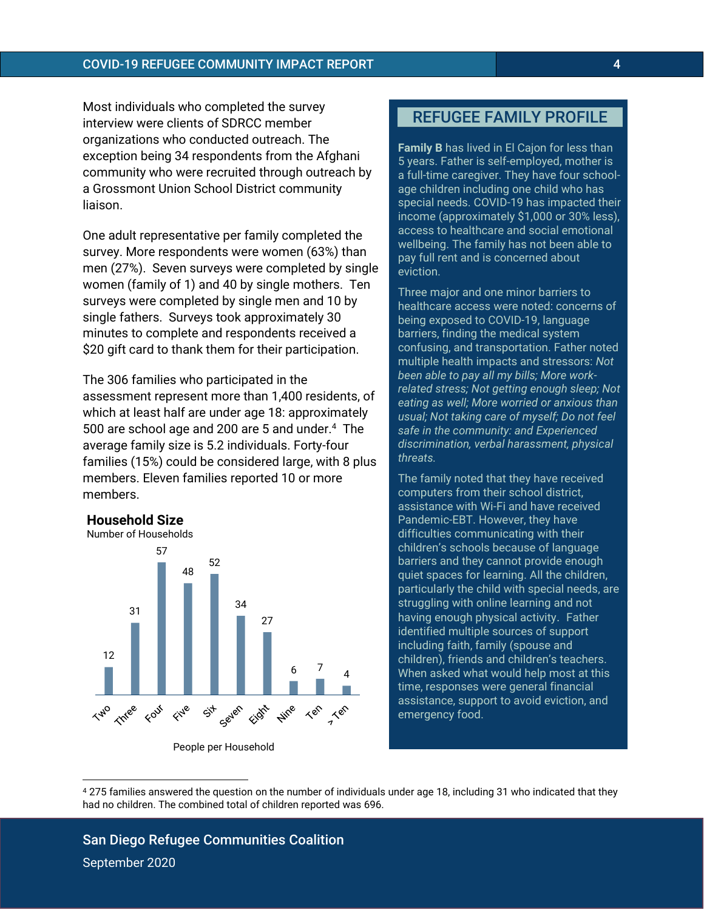Most individuals who completed the survey interview were clients of SDRCC member organizations who conducted outreach. The exception being 34 respondents from the Afghani community who were recruited through outreach by a Grossmont Union School District community liaison.

One adult representative per family completed the survey. More respondents were women (63%) than men (27%). Seven surveys were completed by single women (family of 1) and 40 by single mothers. Ten surveys were completed by single men and 10 by single fathers. Surveys took approximately 30 minutes to complete and respondents received a $20 gift card to thank them for their participation.

The 306 families who participated in the assessment represent more than 1,400 residents, of which at least half are under age 18: approximately 500 are school age and 200 are 5 and under.[4] The average family size is 5.2 individuals. Forty-four families (15%) could be considered large, with 8 plus members. Eleven families reported 10 or more members.

**Household Size**

Number of Households

| People per Household | Number of Households |
|---|---|
| Two | 12 |
| Three | 31 |
| Four | 57 |
| Five | 48 |
| Six | 52 |
| Seven | 34 |
| Eight | 27 |
| Nine | 6 |
| Ten | 7 |
| > Ten | 4 |

## REFUGEE FAMILY PROFILE

**Family B** has lived in El Cajon for less than 5 years. Father is self-employed, mother is a full-time caregiver. They have four school-age children including one child who has special needs. COVID-19 has impacted their income (approximately $1,000 or 30% less), access to healthcare and social emotional wellbeing. The family has not been able to pay full rent and is concerned about eviction.

Three major and one minor barriers to healthcare access were noted: concerns of being exposed to COVID-19, language barriers, finding the medical system confusing, and transportation. Father noted multiple health impacts and stressors: *Not been able to pay all my bills; More work-related stress; Not getting enough sleep; Not eating as well; More worried or anxious than usual; Not taking care of myself; Do not feel safe in the community: and Experienced discrimination, verbal harassment, physical threats.*

The family noted that they have received computers from their school district, assistance with Wi-Fi and have received Pandemic-EBT. However, they have difficulties communicating with their children's schools because of language barriers and they cannot provide enough quiet spaces for learning. All the children, particularly the child with special needs, are struggling with online learning and not having enough physical activity. Father identified multiple sources of support including faith, family (spouse and children), friends and children's teachers. When asked what would help most at this time, responses were general financial assistance, support to avoid eviction, and emergency food.

[4] 275 families answered the question on the number of individuals under age 18, including 31 who indicated that they had no children. The combined total of children reported was 696.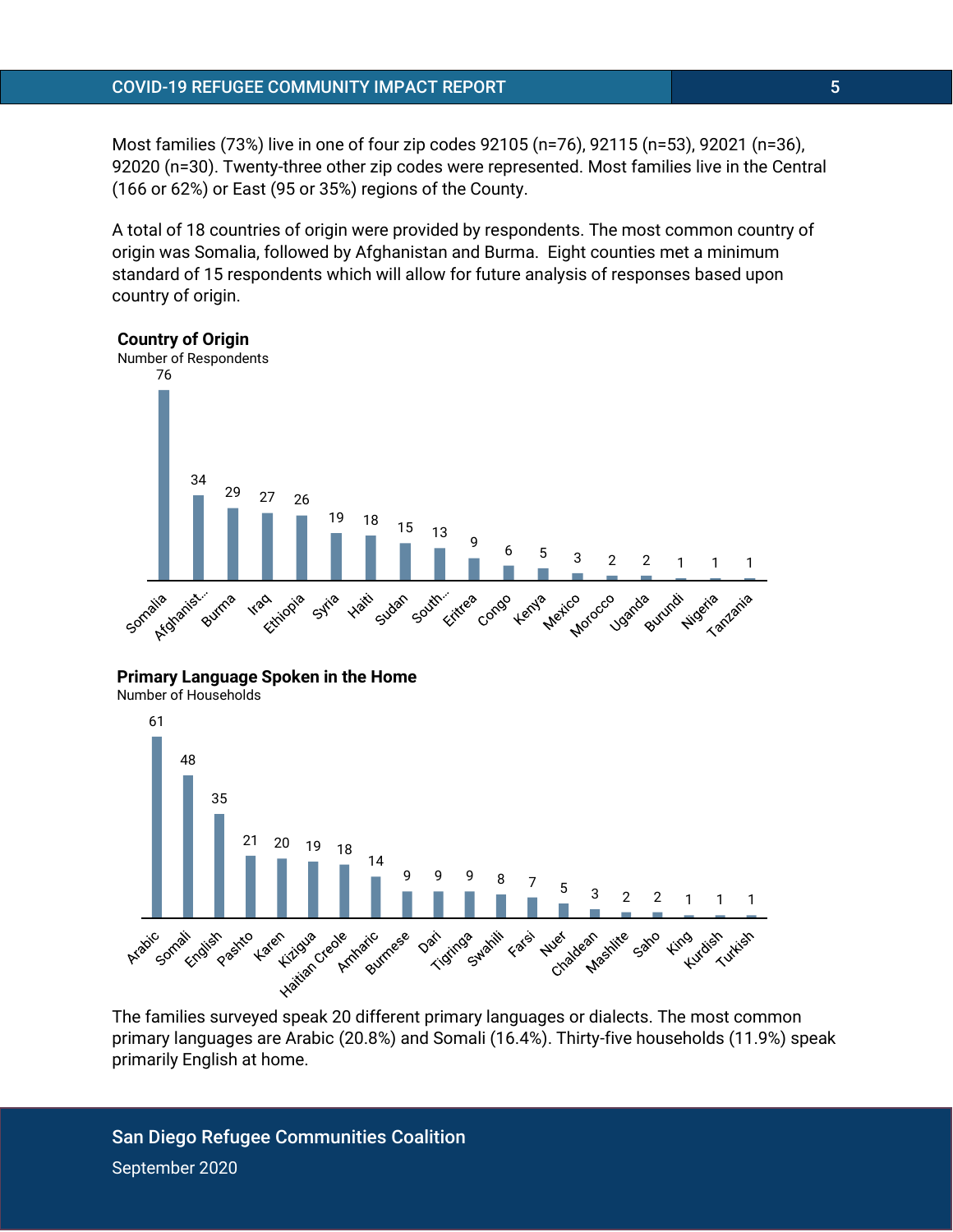Most families (73%) live in one of four zip codes 92105 (n=76), 92115 (n=53), 92021 (n=36), 92020 (n=30). Twenty-three other zip codes were represented. Most families live in the Central (166 or 62%) or East (95 or 35%) regions of the County.

A total of 18 countries of origin were provided by respondents. The most common country of origin was Somalia, followed by Afghanistan and Burma. Eight counties met a minimum standard of 15 respondents which will allow for future analysis of responses based upon country of origin.

**Country of Origin**
Number of Respondents

| Country | Number of Respondents |
|---|---|
| Somalia | 76 |
| Afghanist... | 34 |
| Burma | 29 |
| Iraq | 27 |
| Ethiopia | 26 |
| Syria | 19 |
| Haiti | 18 |
| Sudan | 15 |
| South... | 13 |
| Eritrea | 9 |
| Congo | 6 |
| Kenya | 5 |
| Mexico | 3 |
| Morocco | 2 |
| Uganda | 2 |
| Burundi | 1 |
| Nigeria | 1 |
| Tanzania | 1 |

**Primary Language Spoken in the Home**
Number of Households

| Language | Number of Households |
|---|---|
| Arabic | 61 |
| Somali | 48 |
| English | 35 |
| Pashto | 21 |
| Karen | 20 |
| Kizigua | 19 |
| Haitian Creole | 18 |
| Amharic | 14 |
| Burmese | 9 |
| Dari | 9 |
| Tigringa | 9 |
| Swahili | 8 |
| Farsi | 7 |
| Nuer | 5 |
| Chaldean | 3 |
| Mashlite | 2 |
| Saho | 2 |
| King | 1 |
| Kurdish | 1 |
| Turkish | 1 |

The families surveyed speak 20 different primary languages or dialects. The most common primary languages are Arabic (20.8%) and Somali (16.4%). Thirty-five households (11.9%) speak primarily English at home.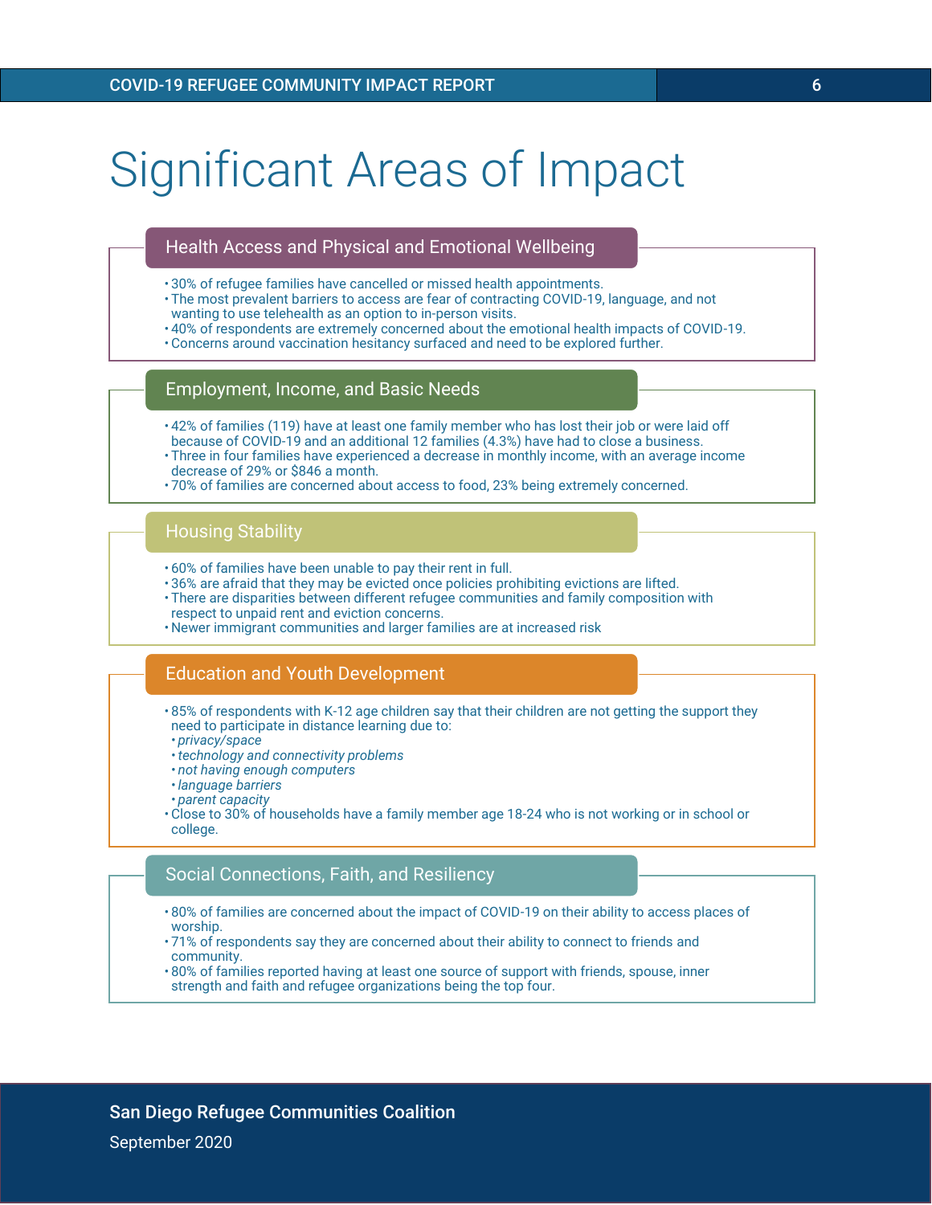# Significant Areas of Impact

## Health Access and Physical and Emotional Wellbeing

- 30% of refugee families have cancelled or missed health appointments.
- The most prevalent barriers to access are fear of contracting COVID-19, language, and not wanting to use telehealth as an option to in-person visits.
- 40% of respondents are extremely concerned about the emotional health impacts of COVID-19.
- Concerns around vaccination hesitancy surfaced and need to be explored further.

## Employment, Income, and Basic Needs

- 42% of families (119) have at least one family member who has lost their job or were laid off because of COVID-19 and an additional 12 families (4.3%) have had to close a business.
- Three in four families have experienced a decrease in monthly income, with an average income decrease of 29% or $846 a month.
- 70% of families are concerned about access to food, 23% being extremely concerned.

## Housing Stability

- 60% of families have been unable to pay their rent in full.
- 36% are afraid that they may be evicted once policies prohibiting evictions are lifted.
- There are disparities between different refugee communities and family composition with respect to unpaid rent and eviction concerns.
- Newer immigrant communities and larger families are at increased risk

## Education and Youth Development

- 85% of respondents with K-12 age children say that their children are not getting the support they need to participate in distance learning due to:
  - *privacy/space*
  - *technology and connectivity problems*
  - *not having enough computers*
  - *language barriers*
  - *parent capacity*
- Close to 30% of households have a family member age 18-24 who is not working or in school or college.

## Social Connections, Faith, and Resiliency

- 80% of families are concerned about the impact of COVID-19 on their ability to access places of worship.
- 71% of respondents say they are concerned about their ability to connect to friends and community.
- 80% of families reported having at least one source of support with friends, spouse, inner strength and faith and refugee organizations being the top four.

San Diego Refugee Communities Coalition

September 2020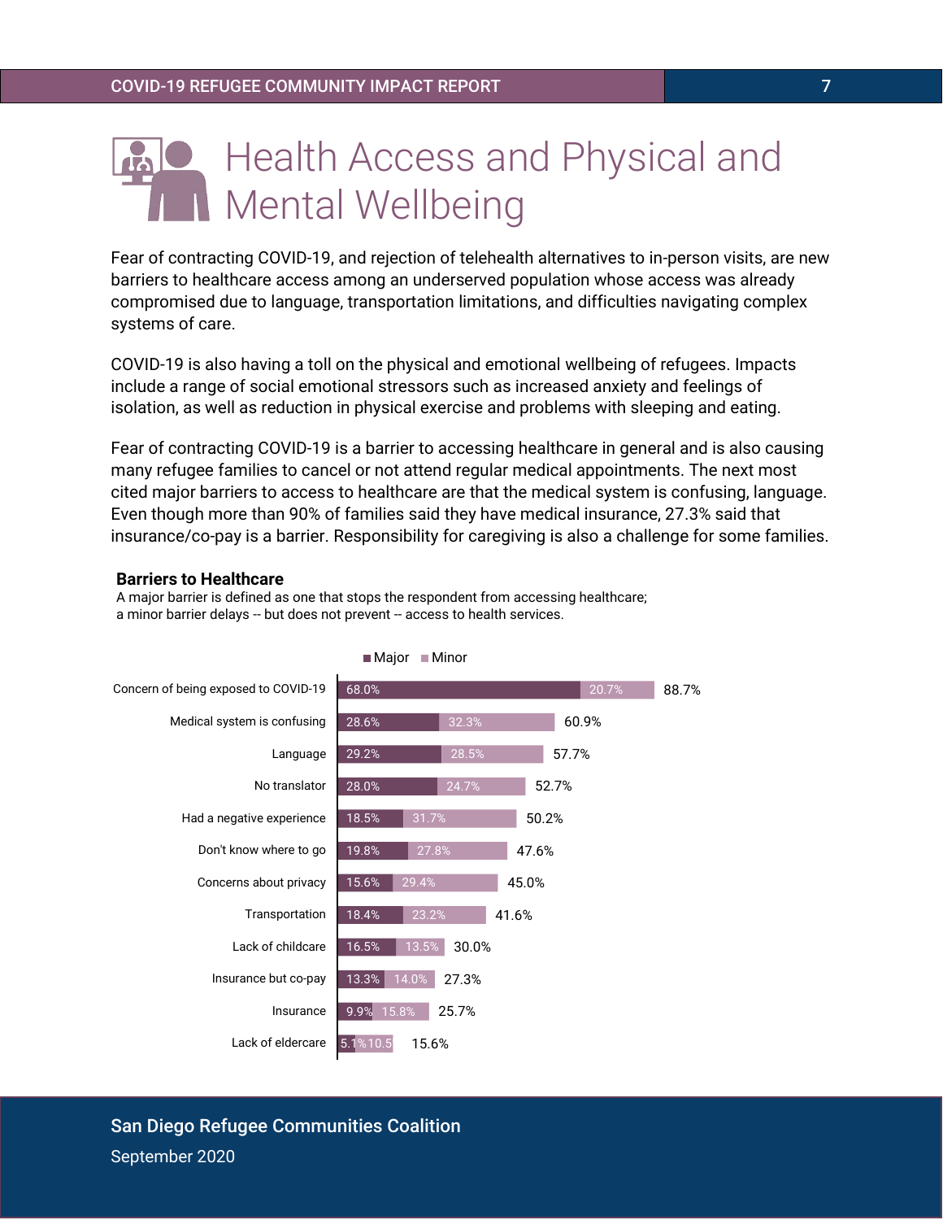# Health Access and Physical and Mental Wellbeing

Fear of contracting COVID-19, and rejection of telehealth alternatives to in-person visits, are new barriers to healthcare access among an underserved population whose access was already compromised due to language, transportation limitations, and difficulties navigating complex systems of care.

COVID-19 is also having a toll on the physical and emotional wellbeing of refugees. Impacts include a range of social emotional stressors such as increased anxiety and feelings of isolation, as well as reduction in physical exercise and problems with sleeping and eating.

Fear of contracting COVID-19 is a barrier to accessing healthcare in general and is also causing many refugee families to cancel or not attend regular medical appointments. The next most cited major barriers to access to healthcare are that the medical system is confusing, language. Even though more than 90% of families said they have medical insurance, 27.3% said that insurance/co-pay is a barrier. Responsibility for caregiving is also a challenge for some families.

**Barriers to Healthcare**

A major barrier is defined as one that stops the respondent from accessing healthcare; a minor barrier delays -- but does not prevent -- access to health services.

| Barrier | Major | Minor | Total |
|---|---|---|---|
| Concern of being exposed to COVID-19 | 68.0% | 20.7% | 88.7% |
| Medical system is confusing | 28.6% | 32.3% | 60.9% |
| Language | 29.2% | 28.5% | 57.7% |
| No translator | 28.0% | 24.7% | 52.7% |
| Had a negative experience | 18.5% | 31.7% | 50.2% |
| Don't know where to go | 19.8% | 27.8% | 47.6% |
| Concerns about privacy | 15.6% | 29.4% | 45.0% |
| Transportation | 18.4% | 23.2% | 41.6% |
| Lack of childcare | 16.5% | 13.5% | 30.0% |
| Insurance but co-pay | 13.3% | 14.0% | 27.3% |
| Insurance | 9.9% | 15.8% | 25.7% |
| Lack of eldercare | 5.1% | 10.5 | 15.6% |

San Diego Refugee Communities Coalition

September 2020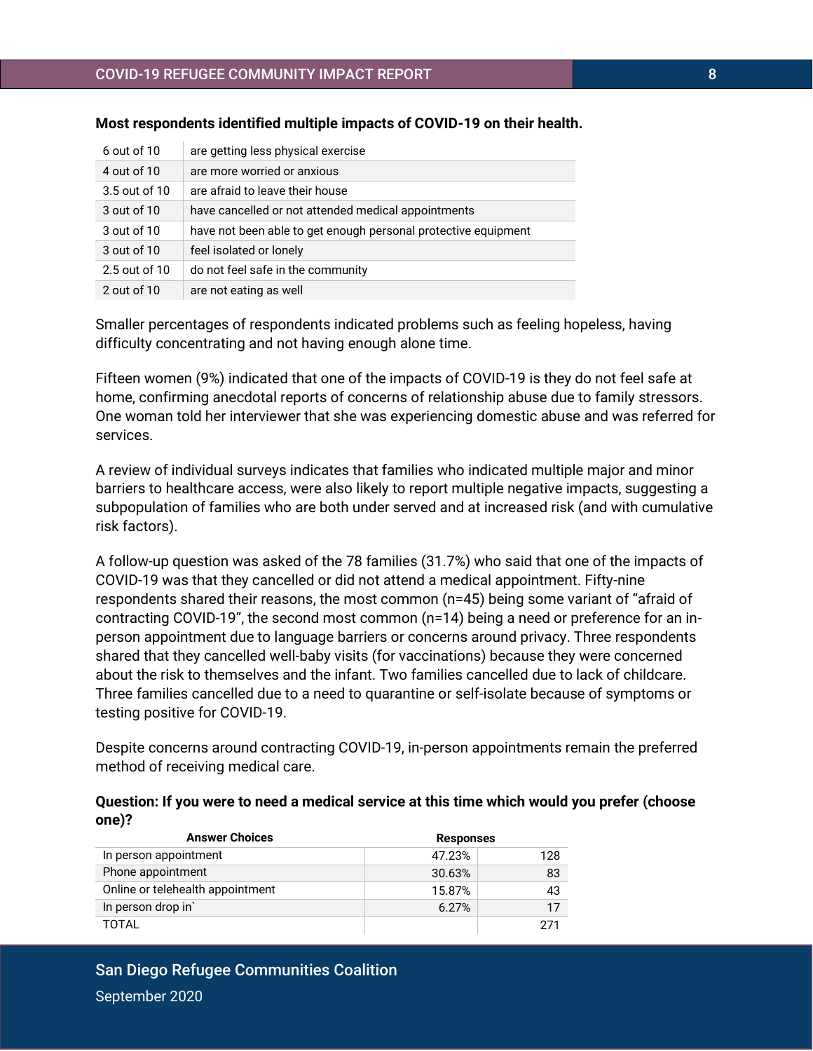**Most respondents identified multiple impacts of COVID-19 on their health.**

| | |
|---|---|
| 6 out of 10 | are getting less physical exercise |
| 4 out of 10 | are more worried or anxious |
| 3.5 out of 10 | are afraid to leave their house |
| 3 out of 10 | have cancelled or not attended medical appointments |
| 3 out of 10 | have not been able to get enough personal protective equipment |
| 3 out of 10 | feel isolated or lonely |
| 2.5 out of 10 | do not feel safe in the community |
| 2 out of 10 | are not eating as well |

Smaller percentages of respondents indicated problems such as feeling hopeless, having difficulty concentrating and not having enough alone time.

Fifteen women (9%) indicated that one of the impacts of COVID-19 is they do not feel safe at home, confirming anecdotal reports of concerns of relationship abuse due to family stressors. One woman told her interviewer that she was experiencing domestic abuse and was referred for services.

A review of individual surveys indicates that families who indicated multiple major and minor barriers to healthcare access, were also likely to report multiple negative impacts, suggesting a subpopulation of families who are both under served and at increased risk (and with cumulative risk factors).

A follow-up question was asked of the 78 families (31.7%) who said that one of the impacts of COVID-19 was that they cancelled or did not attend a medical appointment. Fifty-nine respondents shared their reasons, the most common (n=45) being some variant of "afraid of contracting COVID-19", the second most common (n=14) being a need or preference for an in-person appointment due to language barriers or concerns around privacy. Three respondents shared that they cancelled well-baby visits (for vaccinations) because they were concerned about the risk to themselves and the infant. Two families cancelled due to lack of childcare. Three families cancelled due to a need to quarantine or self-isolate because of symptoms or testing positive for COVID-19.

Despite concerns around contracting COVID-19, in-person appointments remain the preferred method of receiving medical care.

**Question: If you were to need a medical service at this time which would you prefer (choose one)?**

| Answer Choices | Responses | |
|---|---|---|
| In person appointment | 47.23% | 128 |
| Phone appointment | 30.63% | 83 |
| Online or telehealth appointment | 15.87% | 43 |
| In person drop in` | 6.27% | 17 |
| TOTAL | | 271 |

San Diego Refugee Communities Coalition

September 2020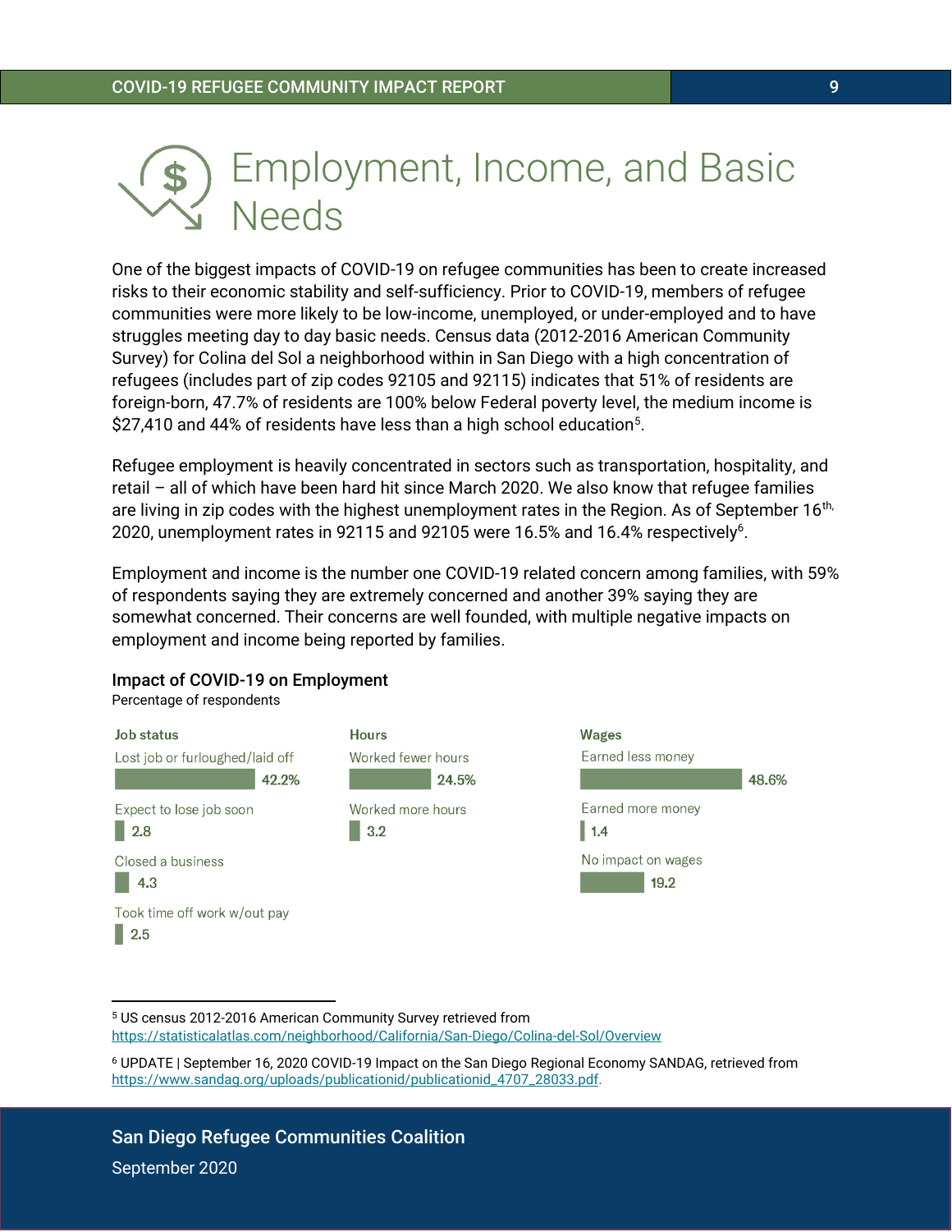# Employment, Income, and Basic Needs

One of the biggest impacts of COVID-19 on refugee communities has been to create increased risks to their economic stability and self-sufficiency. Prior to COVID-19, members of refugee communities were more likely to be low-income, unemployed, or under-employed and to have struggles meeting day to day basic needs. Census data (2012-2016 American Community Survey) for Colina del Sol a neighborhood within in San Diego with a high concentration of refugees (includes part of zip codes 92105 and 92115) indicates that 51% of residents are foreign-born, 47.7% of residents are 100% below Federal poverty level, the medium income is $27,410 and 44% of residents have less than a high school education[5].

Refugee employment is heavily concentrated in sectors such as transportation, hospitality, and retail – all of which have been hard hit since March 2020. We also know that refugee families are living in zip codes with the highest unemployment rates in the Region. As of September 16th, 2020, unemployment rates in 92115 and 92105 were 16.5% and 16.4% respectively[6].

Employment and income is the number one COVID-19 related concern among families, with 59% of respondents saying they are extremely concerned and another 39% saying they are somewhat concerned. Their concerns are well founded, with multiple negative impacts on employment and income being reported by families.

**Impact of COVID-19 on Employment**

Percentage of respondents

**Job status**

| Job status | Percentage |
|---|---|
| Lost job or furloughed/laid off | 42.2% |
| Expect to lose job soon | 2.8 |
| Closed a business | 4.3 |
| Took time off work w/out pay | 2.5 |

**Hours**

| Hours | Percentage |
|---|---|
| Worked fewer hours | 24.5% |
| Worked more hours | 3.2 |

**Wages**

| Wages | Percentage |
|---|---|
| Earned less money | 48.6% |
| Earned more money | 1.4 |
| No impact on wages | 19.2 |

---

[5] US census 2012-2016 American Community Survey retrieved from https://statisticalatlas.com/neighborhood/California/San-Diego/Colina-del-Sol/Overview

[6] UPDATE | September 16, 2020 COVID-19 Impact on the San Diego Regional Economy SANDAG, retrieved from https://www.sandag.org/uploads/publicationid/publicationid_4707_28033.pdf.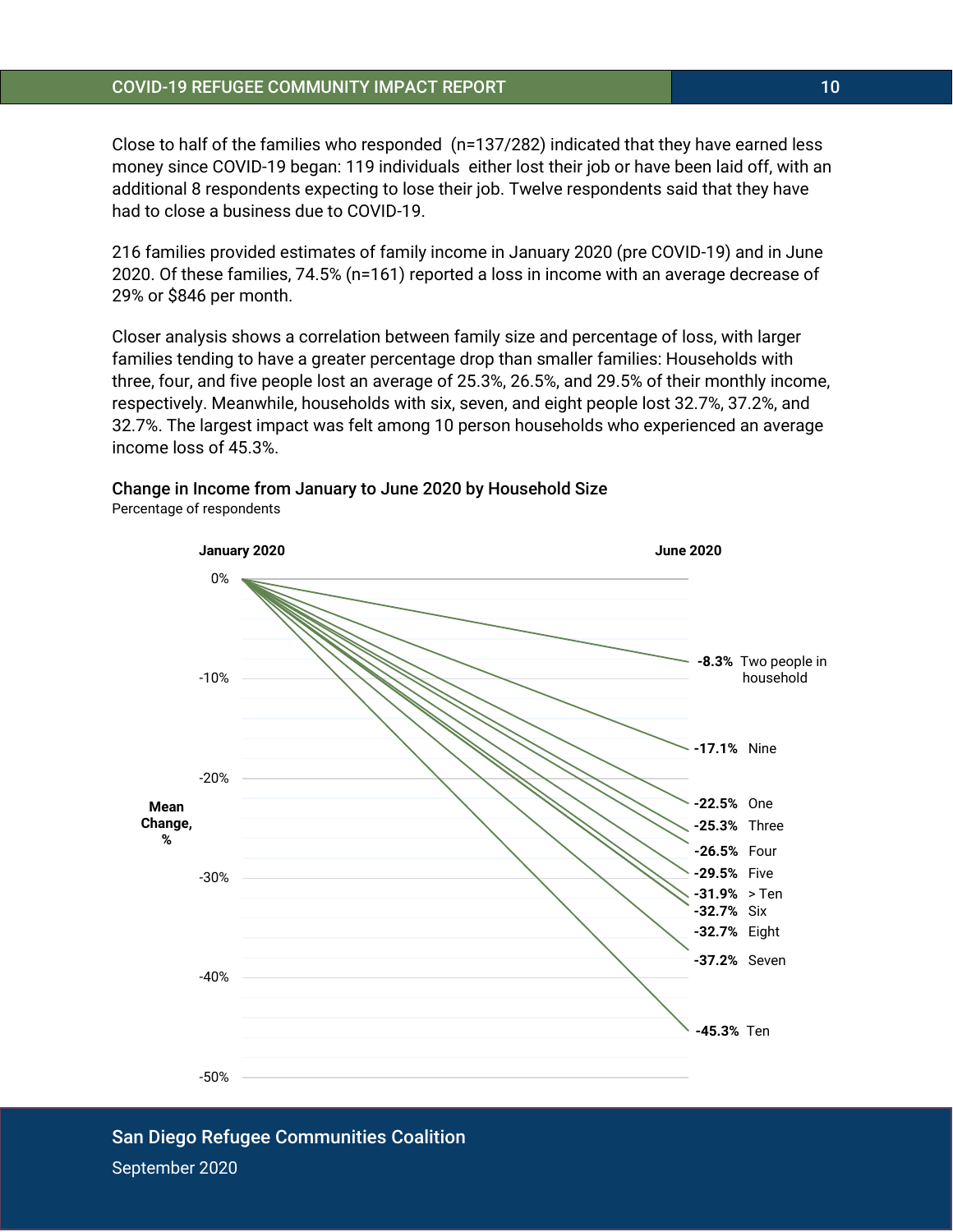Close to half of the families who responded (n=137/282) indicated that they have earned less money since COVID-19 began: 119 individuals either lost their job or have been laid off, with an additional 8 respondents expecting to lose their job. Twelve respondents said that they have had to close a business due to COVID-19.

216 families provided estimates of family income in January 2020 (pre COVID-19) and in June 2020. Of these families, 74.5% (n=161) reported a loss in income with an average decrease of 29% or $846 per month.

Closer analysis shows a correlation between family size and percentage of loss, with larger families tending to have a greater percentage drop than smaller families: Households with three, four, and five people lost an average of 25.3%, 26.5%, and 29.5% of their monthly income, respectively. Meanwhile, households with six, seven, and eight people lost 32.7%, 37.2%, and 32.7%. The largest impact was felt among 10 person households who experienced an average income loss of 45.3%.

**Change in Income from January to June 2020 by Household Size**

Percentage of respondents

| Household size | Mean Change, % (January 2020 to June 2020) |
|---|---|
| Two people in household | -8.3% |
| Nine | -17.1% |
| One | -22.5% |
| Three | -25.3% |
| Four | -26.5% |
| Five | -29.5% |
| > Ten | -31.9% |
| Six | -32.7% |
| Eight | -32.7% |
| Seven | -37.2% |
| Ten | -45.3% |

San Diego Refugee Communities Coalition

September 2020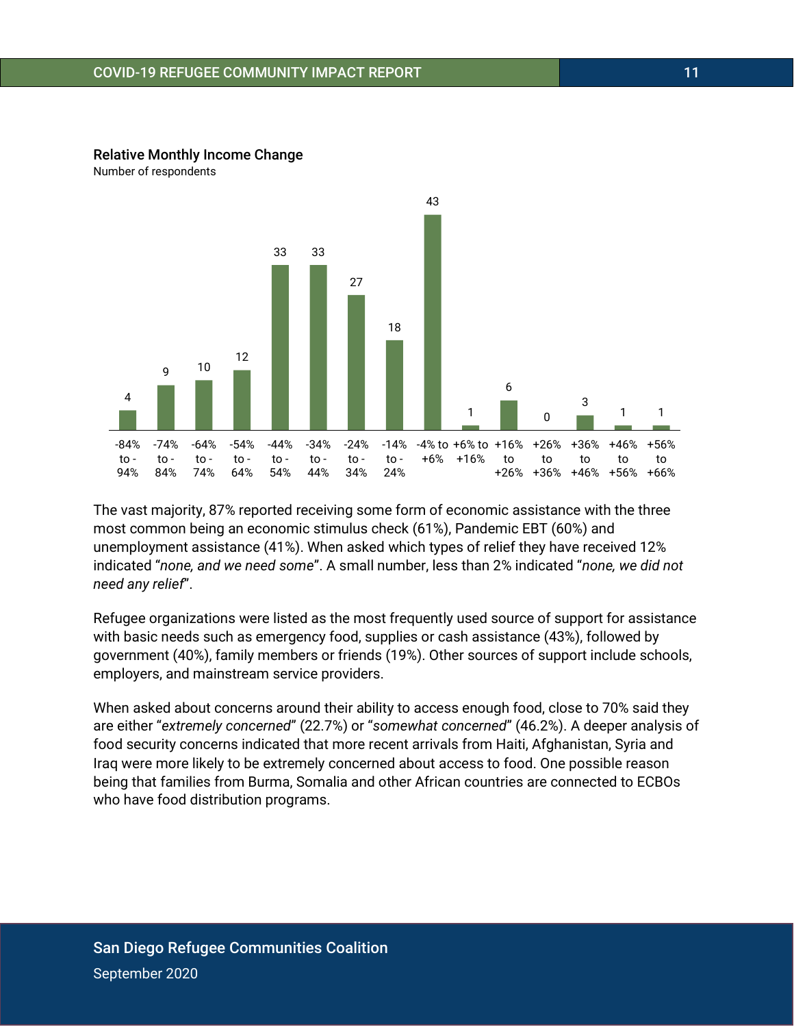**Relative Monthly Income Change**
Number of respondents

| Relative Monthly Income Change | Number of respondents |
|---|---|
| -84% to -94% | 4 |
| -74% to -84% | 9 |
| -64% to -74% | 10 |
| -54% to -64% | 12 |
| -44% to -54% | 33 |
| -34% to -44% | 33 |
| -24% to -34% | 27 |
| -14% to -24% | 18 |
| -4% to +6% | 43 |
| +6% to +16% | 1 |
| +16% to +26% | 6 |
| +26% to +36% | 0 |
| +36% to +46% | 3 |
| +46% to +56% | 1 |
| +56% to +66% | 1 |

The vast majority, 87% reported receiving some form of economic assistance with the three most common being an economic stimulus check (61%), Pandemic EBT (60%) and unemployment assistance (41%). When asked which types of relief they have received 12% indicated "*none, and we need some*". A small number, less than 2% indicated "*none, we did not need any relief*".

Refugee organizations were listed as the most frequently used source of support for assistance with basic needs such as emergency food, supplies or cash assistance (43%), followed by government (40%), family members or friends (19%). Other sources of support include schools, employers, and mainstream service providers.

When asked about concerns around their ability to access enough food, close to 70% said they are either "*extremely concerned*" (22.7%) or "*somewhat concerned*" (46.2%). A deeper analysis of food security concerns indicated that more recent arrivals from Haiti, Afghanistan, Syria and Iraq were more likely to be extremely concerned about access to food. One possible reason being that families from Burma, Somalia and other African countries are connected to ECBOs who have food distribution programs.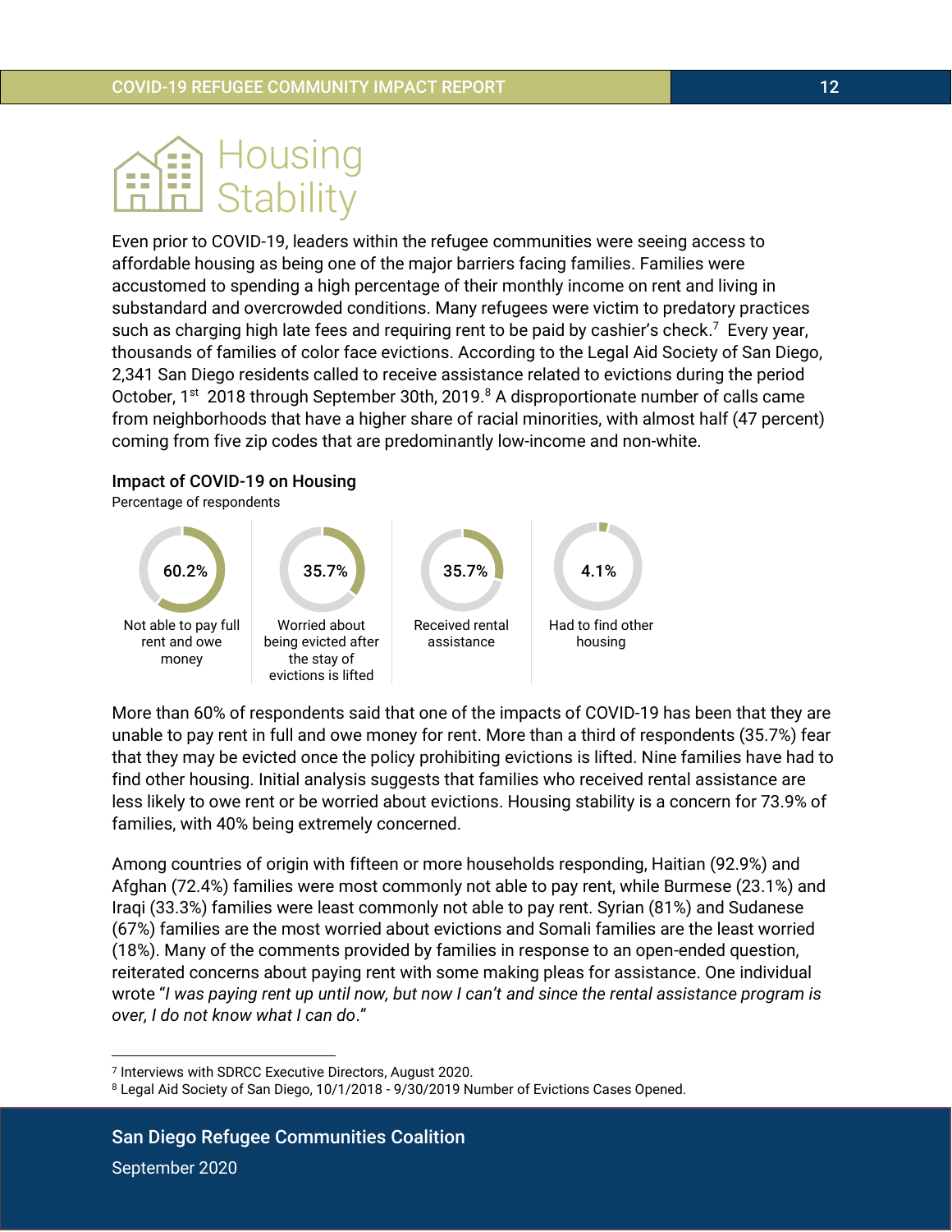# Housing Stability

Even prior to COVID-19, leaders within the refugee communities were seeing access to affordable housing as being one of the major barriers facing families. Families were accustomed to spending a high percentage of their monthly income on rent and living in substandard and overcrowded conditions. Many refugees were victim to predatory practices such as charging high late fees and requiring rent to be paid by cashier's check.[7] Every year, thousands of families of color face evictions. According to the Legal Aid Society of San Diego, 2,341 San Diego residents called to receive assistance related to evictions during the period October, 1st 2018 through September 30th, 2019.[8] A disproportionate number of calls came from neighborhoods that have a higher share of racial minorities, with almost half (47 percent) coming from five zip codes that are predominantly low-income and non-white.

### Impact of COVID-19 on Housing

Percentage of respondents

| 60.2% | 35.7% | 35.7% | 4.1% |
|---|---|---|---|
| Not able to pay full rent and owe money | Worried about being evicted after the stay of evictions is lifted | Received rental assistance | Had to find other housing |

More than 60% of respondents said that one of the impacts of COVID-19 has been that they are unable to pay rent in full and owe money for rent. More than a third of respondents (35.7%) fear that they may be evicted once the policy prohibiting evictions is lifted. Nine families have had to find other housing. Initial analysis suggests that families who received rental assistance are less likely to owe rent or be worried about evictions. Housing stability is a concern for 73.9% of families, with 40% being extremely concerned.

Among countries of origin with fifteen or more households responding, Haitian (92.9%) and Afghan (72.4%) families were most commonly not able to pay rent, while Burmese (23.1%) and Iraqi (33.3%) families were least commonly not able to pay rent. Syrian (81%) and Sudanese (67%) families are the most worried about evictions and Somali families are the least worried (18%). Many of the comments provided by families in response to an open-ended question, reiterated concerns about paying rent with some making pleas for assistance. One individual wrote "*I was paying rent up until now, but now I can't and since the rental assistance program is over, I do not know what I can do*."

---

[7] Interviews with SDRCC Executive Directors, August 2020.

[8] Legal Aid Society of San Diego, 10/1/2018 - 9/30/2019 Number of Evictions Cases Opened.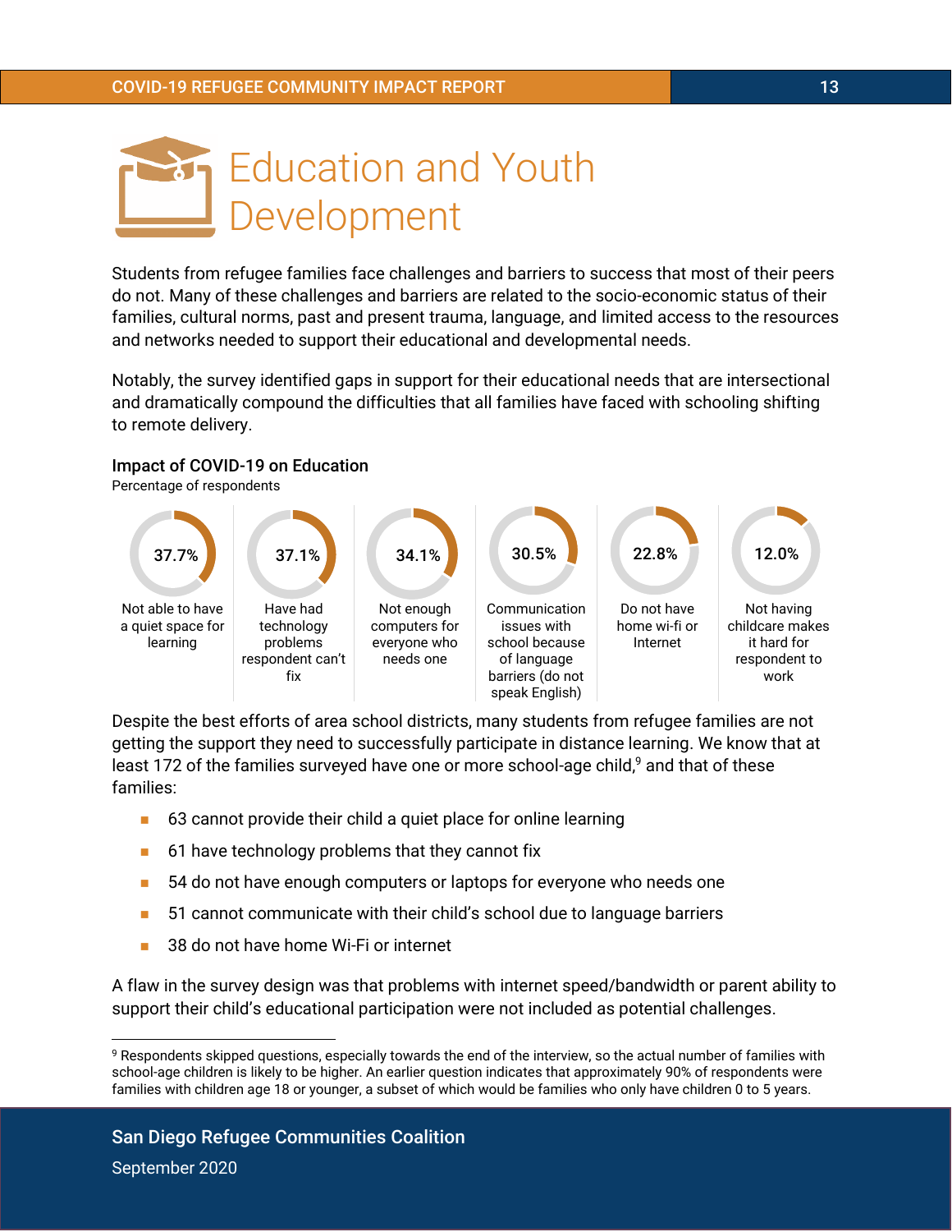# Education and Youth Development

Students from refugee families face challenges and barriers to success that most of their peers do not. Many of these challenges and barriers are related to the socio-economic status of their families, cultural norms, past and present trauma, language, and limited access to the resources and networks needed to support their educational and developmental needs.

Notably, the survey identified gaps in support for their educational needs that are intersectional and dramatically compound the difficulties that all families have faced with schooling shifting to remote delivery.

**Impact of COVID-19 on Education**
Percentage of respondents

| 37.7% | 37.1% | 34.1% | 30.5% | 22.8% | 12.0% |
|---|---|---|---|---|---|
| Not able to have a quiet space for learning | Have had technology problems respondent can't fix | Not enough computers for everyone who needs one | Communication issues with school because of language barriers (do not speak English) | Do not have home wi-fi or Internet | Not having childcare makes it hard for respondent to work |

Despite the best efforts of area school districts, many students from refugee families are not getting the support they need to successfully participate in distance learning. We know that at least 172 of the families surveyed have one or more school-age child,[9] and that of these families:

- 63 cannot provide their child a quiet place for online learning
- 61 have technology problems that they cannot fix
- 54 do not have enough computers or laptops for everyone who needs one
- 51 cannot communicate with their child's school due to language barriers
- 38 do not have home Wi-Fi or internet

A flaw in the survey design was that problems with internet speed/bandwidth or parent ability to support their child's educational participation were not included as potential challenges.

[9] Respondents skipped questions, especially towards the end of the interview, so the actual number of families with school-age children is likely to be higher. An earlier question indicates that approximately 90% of respondents were families with children age 18 or younger, a subset of which would be families who only have children 0 to 5 years.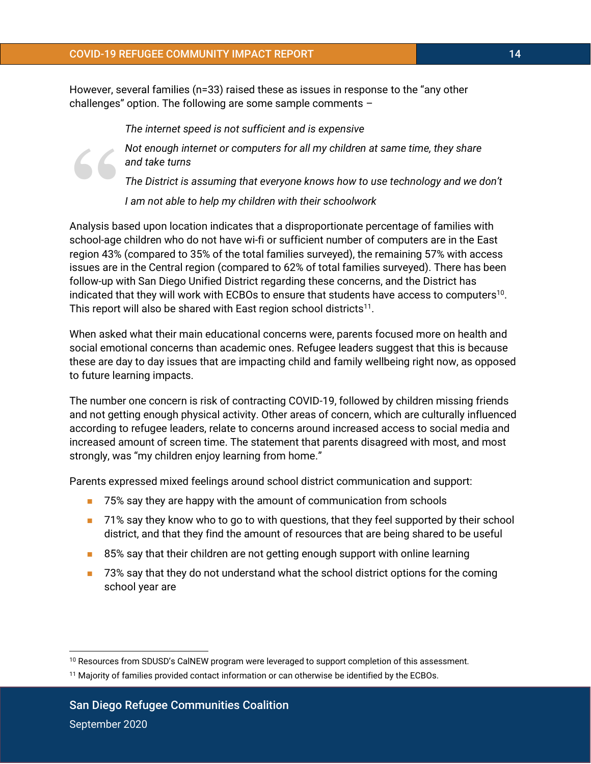However, several families (n=33) raised these as issues in response to the "any other challenges" option. The following are some sample comments –

> *The internet speed is not sufficient and is expensive*
>
> *Not enough internet or computers for all my children at same time, they share and take turns*
>
> *The District is assuming that everyone knows how to use technology and we don't*
>
> *I am not able to help my children with their schoolwork*

Analysis based upon location indicates that a disproportionate percentage of families with school-age children who do not have wi-fi or sufficient number of computers are in the East region 43% (compared to 35% of the total families surveyed), the remaining 57% with access issues are in the Central region (compared to 62% of total families surveyed). There has been follow-up with San Diego Unified District regarding these concerns, and the District has indicated that they will work with ECBOs to ensure that students have access to computers[10]. This report will also be shared with East region school districts[11].

When asked what their main educational concerns were, parents focused more on health and social emotional concerns than academic ones. Refugee leaders suggest that this is because these are day to day issues that are impacting child and family wellbeing right now, as opposed to future learning impacts.

The number one concern is risk of contracting COVID-19, followed by children missing friends and not getting enough physical activity. Other areas of concern, which are culturally influenced according to refugee leaders, relate to concerns around increased access to social media and increased amount of screen time. The statement that parents disagreed with most, and most strongly, was "my children enjoy learning from home."

Parents expressed mixed feelings around school district communication and support:

- 75% say they are happy with the amount of communication from schools
- 71% say they know who to go to with questions, that they feel supported by their school district, and that they find the amount of resources that are being shared to be useful
- 85% say that their children are not getting enough support with online learning
- 73% say that they do not understand what the school district options for the coming school year are

---

[10] Resources from SDUSD's CalNEW program were leveraged to support completion of this assessment.

[11] Majority of families provided contact information or can otherwise be identified by the ECBOs.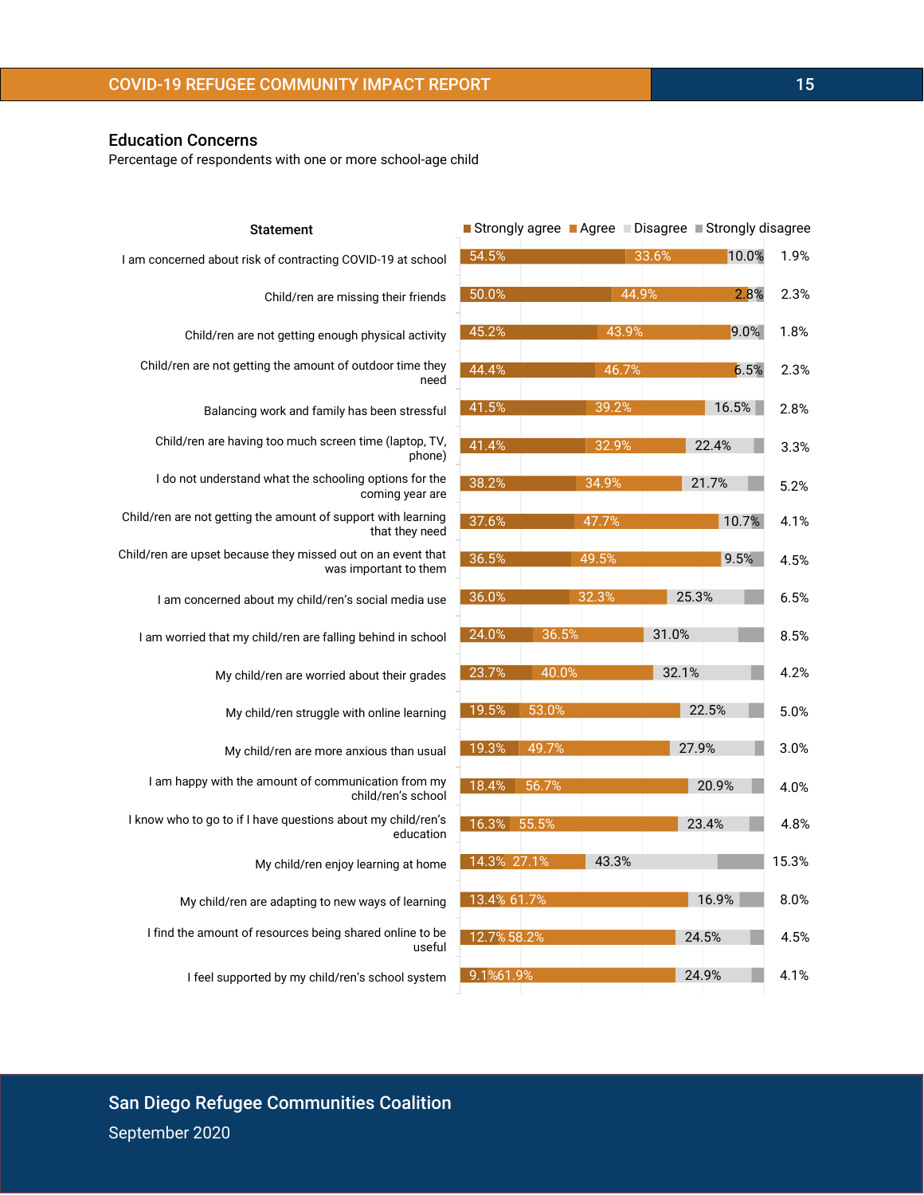## Education Concerns

Percentage of respondents with one or more school-age child

| Statement | Strongly agree | Agree | Disagree | Strongly disagree |
|---|---|---|---|---|
| I am concerned about risk of contracting COVID-19 at school | 54.5% | 33.6% | 10.0% | 1.9% |
| Child/ren are missing their friends | 50.0% | 44.9% | 2.8% | 2.3% |
| Child/ren are not getting enough physical activity | 45.2% | 43.9% | 9.0% | 1.8% |
| Child/ren are not getting the amount of outdoor time they need | 44.4% | 46.7% | 6.5% | 2.3% |
| Balancing work and family has been stressful | 41.5% | 39.2% | 16.5% | 2.8% |
| Child/ren are having too much screen time (laptop, TV, phone) | 41.4% | 32.9% | 22.4% | 3.3% |
| I do not understand what the schooling options for the coming year are | 38.2% | 34.9% | 21.7% | 5.2% |
| Child/ren are not getting the amount of support with learning that they need | 37.6% | 47.7% | 10.7% | 4.1% |
| Child/ren are upset because they missed out on an event that was important to them | 36.5% | 49.5% | 9.5% | 4.5% |
| I am concerned about my child/ren's social media use | 36.0% | 32.3% | 25.3% | 6.5% |
| I am worried that my child/ren are falling behind in school | 24.0% | 36.5% | 31.0% | 8.5% |
| My child/ren are worried about their grades | 23.7% | 40.0% | 32.1% | 4.2% |
| My child/ren struggle with online learning | 19.5% | 53.0% | 22.5% | 5.0% |
| My child/ren are more anxious than usual | 19.3% | 49.7% | 27.9% | 3.0% |
| I am happy with the amount of communication from my child/ren's school | 18.4% | 56.7% | 20.9% | 4.0% |
| I know who to go to if I have questions about my child/ren's education | 16.3% | 55.5% | 23.4% | 4.8% |
| My child/ren enjoy learning at home | 14.3% | 27.1% | 43.3% | 15.3% |
| My child/ren are adapting to new ways of learning | 13.4% | 61.7% | 16.9% | 8.0% |
| I find the amount of resources being shared online to be useful | 12.7% | 58.2% | 24.5% | 4.5% |
| I feel supported by my child/ren's school system | 9.1% | 61.9% | 24.9% | 4.1% |

San Diego Refugee Communities Coalition

September 2020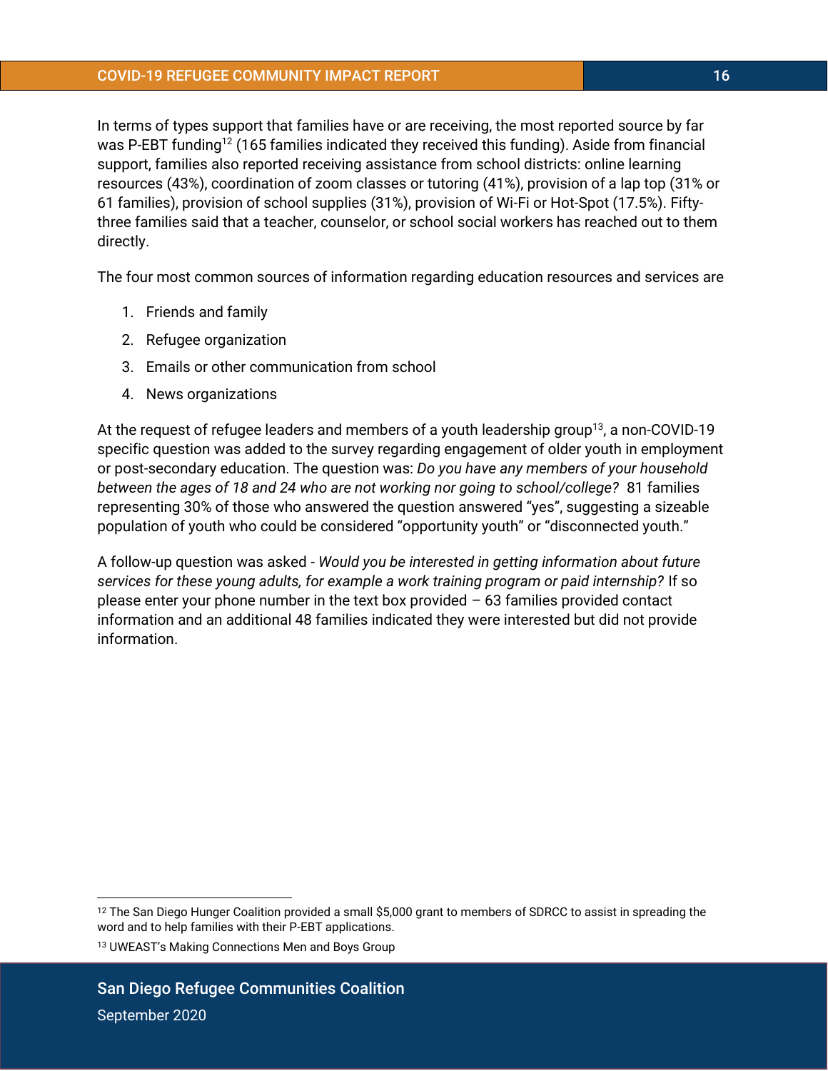In terms of types support that families have or are receiving, the most reported source by far was P-EBT funding[12] (165 families indicated they received this funding). Aside from financial support, families also reported receiving assistance from school districts: online learning resources (43%), coordination of zoom classes or tutoring (41%), provision of a lap top (31% or 61 families), provision of school supplies (31%), provision of Wi-Fi or Hot-Spot (17.5%). Fifty-three families said that a teacher, counselor, or school social workers has reached out to them directly.

The four most common sources of information regarding education resources and services are

1. Friends and family
2. Refugee organization
3. Emails or other communication from school
4. News organizations

At the request of refugee leaders and members of a youth leadership group[13], a non-COVID-19 specific question was added to the survey regarding engagement of older youth in employment or post-secondary education. The question was: *Do you have any members of your household between the ages of 18 and 24 who are not working nor going to school/college?* 81 families representing 30% of those who answered the question answered "yes", suggesting a sizeable population of youth who could be considered "opportunity youth" or "disconnected youth."

A follow-up question was asked - *Would you be interested in getting information about future services for these young adults, for example a work training program or paid internship?* If so please enter your phone number in the text box provided – 63 families provided contact information and an additional 48 families indicated they were interested but did not provide information.

---

[12] The San Diego Hunger Coalition provided a small $5,000 grant to members of SDRCC to assist in spreading the word and to help families with their P-EBT applications.

[13] UWEAST's Making Connections Men and Boys Group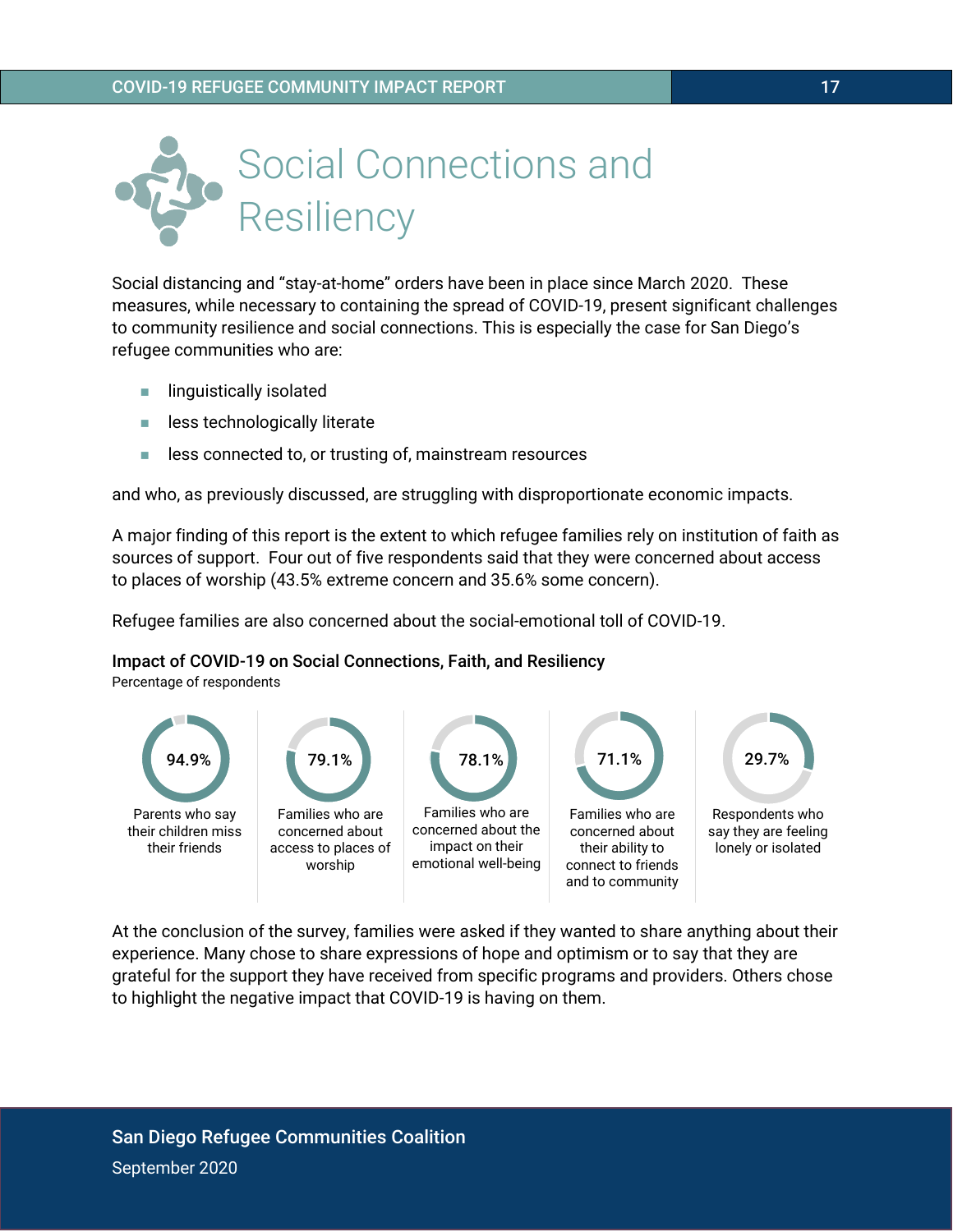# Social Connections and Resiliency

Social distancing and "stay-at-home" orders have been in place since March 2020. These measures, while necessary to containing the spread of COVID-19, present significant challenges to community resilience and social connections. This is especially the case for San Diego's refugee communities who are:

- linguistically isolated
- less technologically literate
- less connected to, or trusting of, mainstream resources

and who, as previously discussed, are struggling with disproportionate economic impacts.

A major finding of this report is the extent to which refugee families rely on institution of faith as sources of support. Four out of five respondents said that they were concerned about access to places of worship (43.5% extreme concern and 35.6% some concern).

Refugee families are also concerned about the social-emotional toll of COVID-19.

**Impact of COVID-19 on Social Connections, Faith, and Resiliency**

Percentage of respondents

| Percentage | Description |
| --- | --- |
| 94.9% | Parents who say their children miss their friends |
| 79.1% | Families who are concerned about access to places of worship |
| 78.1% | Families who are concerned about the impact on their emotional well-being |
| 71.1% | Families who are concerned about their ability to connect to friends and to community |
| 29.7% | Respondents who say they are feeling lonely or isolated |

At the conclusion of the survey, families were asked if they wanted to share anything about their experience. Many chose to share expressions of hope and optimism or to say that they are grateful for the support they have received from specific programs and providers. Others chose to highlight the negative impact that COVID-19 is having on them.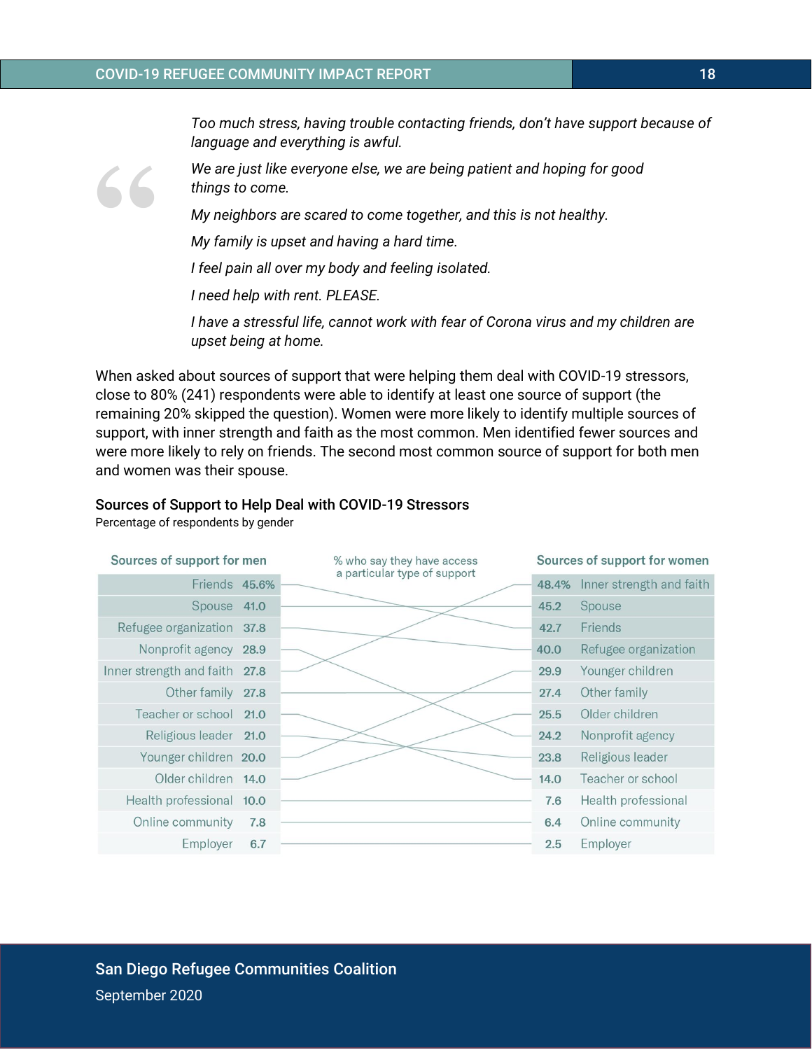*Too much stress, having trouble contacting friends, don't have support because of language and everything is awful.*

*We are just like everyone else, we are being patient and hoping for good things to come.*

*My neighbors are scared to come together, and this is not healthy.*

*My family is upset and having a hard time.*

*I feel pain all over my body and feeling isolated.*

*I need help with rent. PLEASE.*

*I have a stressful life, cannot work with fear of Corona virus and my children are upset being at home.*

When asked about sources of support that were helping them deal with COVID-19 stressors, close to 80% (241) respondents were able to identify at least one source of support (the remaining 20% skipped the question). Women were more likely to identify multiple sources of support, with inner strength and faith as the most common. Men identified fewer sources and were more likely to rely on friends. The second most common source of support for both men and women was their spouse.

### Sources of Support to Help Deal with COVID-19 Stressors

Percentage of respondents by gender

% who say they have access a particular type of support

| Sources of support for men | % | Sources of support for women | % |
|---|---|---|---|
| Friends | 45.6% | Inner strength and faith | 48.4% |
| Spouse | 41.0 | Spouse | 45.2 |
| Refugee organization | 37.8 | Friends | 42.7 |
| Nonprofit agency | 28.9 | Refugee organization | 40.0 |
| Inner strength and faith | 27.8 | Younger children | 29.9 |
| Other family | 27.8 | Other family | 27.4 |
| Teacher or school | 21.0 | Older children | 25.5 |
| Religious leader | 21.0 | Nonprofit agency | 24.2 |
| Younger children | 20.0 | Religious leader | 23.8 |
| Older children | 14.0 | Teacher or school | 14.0 |
| Health professional | 10.0 | Health professional | 7.6 |
| Online community | 7.8 | Online community | 6.4 |
| Employer | 6.7 | Employer | 2.5 |

**San Diego Refugee Communities Coalition**

September 2020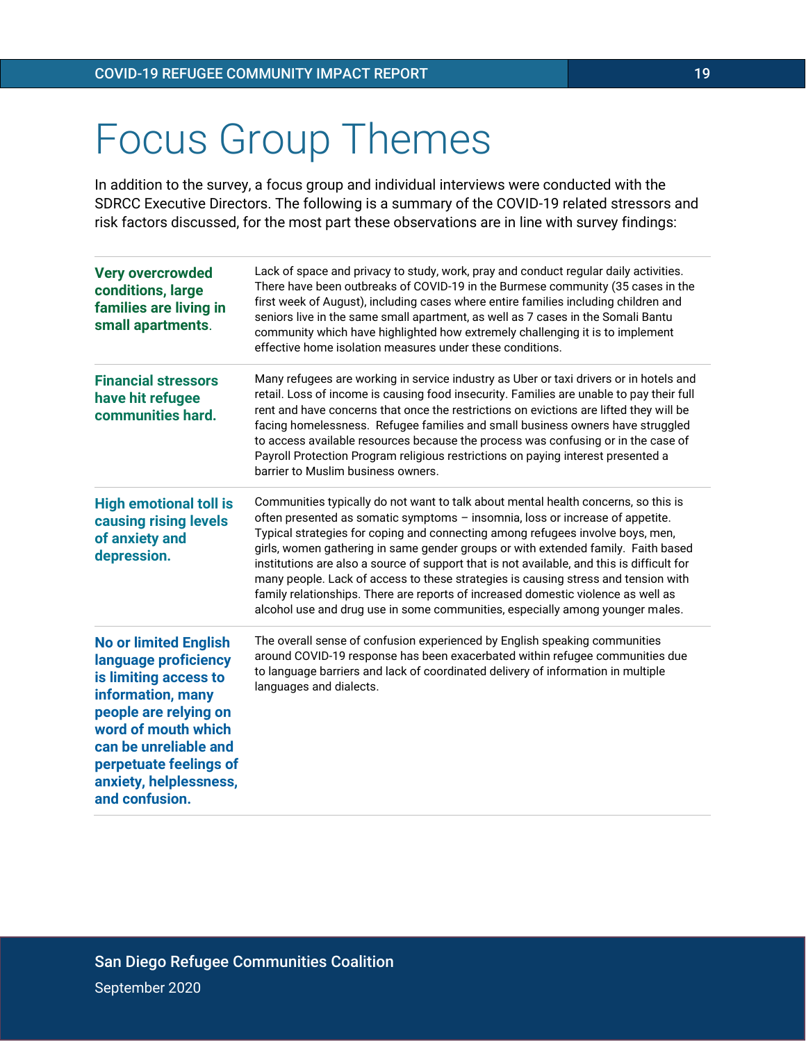# Focus Group Themes

In addition to the survey, a focus group and individual interviews were conducted with the SDRCC Executive Directors. The following is a summary of the COVID-19 related stressors and risk factors discussed, for the most part these observations are in line with survey findings:

| | |
|---|---|
| **Very overcrowded conditions, large families are living in small apartments.** | Lack of space and privacy to study, work, pray and conduct regular daily activities. There have been outbreaks of COVID-19 in the Burmese community (35 cases in the first week of August), including cases where entire families including children and seniors live in the same small apartment, as well as 7 cases in the Somali Bantu community which have highlighted how extremely challenging it is to implement effective home isolation measures under these conditions. |
| **Financial stressors have hit refugee communities hard.** | Many refugees are working in service industry as Uber or taxi drivers or in hotels and retail. Loss of income is causing food insecurity. Families are unable to pay their full rent and have concerns that once the restrictions on evictions are lifted they will be facing homelessness. Refugee families and small business owners have struggled to access available resources because the process was confusing or in the case of Payroll Protection Program religious restrictions on paying interest presented a barrier to Muslim business owners. |
| **High emotional toll is causing rising levels of anxiety and depression.** | Communities typically do not want to talk about mental health concerns, so this is often presented as somatic symptoms – insomnia, loss or increase of appetite. Typical strategies for coping and connecting among refugees involve boys, men, girls, women gathering in same gender groups or with extended family. Faith based institutions are also a source of support that is not available, and this is difficult for many people. Lack of access to these strategies is causing stress and tension with family relationships. There are reports of increased domestic violence as well as alcohol use and drug use in some communities, especially among younger males. |
| **No or limited English language proficiency is limiting access to information, many people are relying on word of mouth which can be unreliable and perpetuate feelings of anxiety, helplessness, and confusion.** | The overall sense of confusion experienced by English speaking communities around COVID-19 response has been exacerbated within refugee communities due to language barriers and lack of coordinated delivery of information in multiple languages and dialects. |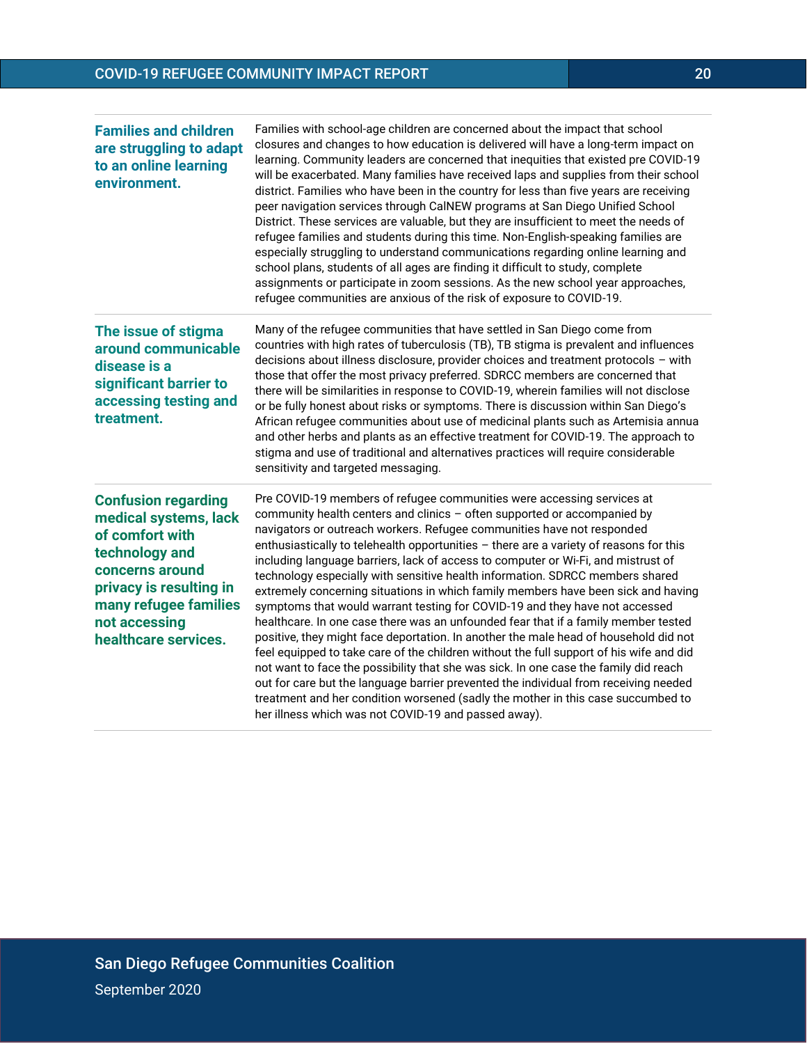| | |
|---|---|
| **Families and children are struggling to adapt to an online learning environment.** | Families with school-age children are concerned about the impact that school closures and changes to how education is delivered will have a long-term impact on learning. Community leaders are concerned that inequities that existed pre COVID-19 will be exacerbated. Many families have received laps and supplies from their school district. Families who have been in the country for less than five years are receiving peer navigation services through CalNEW programs at San Diego Unified School District. These services are valuable, but they are insufficient to meet the needs of refugee families and students during this time. Non-English-speaking families are especially struggling to understand communications regarding online learning and school plans, students of all ages are finding it difficult to study, complete assignments or participate in zoom sessions. As the new school year approaches, refugee communities are anxious of the risk of exposure to COVID-19. |
| **The issue of stigma around communicable disease is a significant barrier to accessing testing and treatment.** | Many of the refugee communities that have settled in San Diego come from countries with high rates of tuberculosis (TB), TB stigma is prevalent and influences decisions about illness disclosure, provider choices and treatment protocols – with those that offer the most privacy preferred. SDRCC members are concerned that there will be similarities in response to COVID-19, wherein families will not disclose or be fully honest about risks or symptoms. There is discussion within San Diego's African refugee communities about use of medicinal plants such as Artemisia annua and other herbs and plants as an effective treatment for COVID-19. The approach to stigma and use of traditional and alternatives practices will require considerable sensitivity and targeted messaging. |
| **Confusion regarding medical systems, lack of comfort with technology and concerns around privacy is resulting in many refugee families not accessing healthcare services.** | Pre COVID-19 members of refugee communities were accessing services at community health centers and clinics – often supported or accompanied by navigators or outreach workers. Refugee communities have not responded enthusiastically to telehealth opportunities – there are a variety of reasons for this including language barriers, lack of access to computer or Wi-Fi, and mistrust of technology especially with sensitive health information. SDRCC members shared extremely concerning situations in which family members have been sick and having symptoms that would warrant testing for COVID-19 and they have not accessed healthcare. In one case there was an unfounded fear that if a family member tested positive, they might face deportation. In another the male head of household did not feel equipped to take care of the children without the full support of his wife and did not want to face the possibility that she was sick. In one case the family did reach out for care but the language barrier prevented the individual from receiving needed treatment and her condition worsened (sadly the mother in this case succumbed to her illness which was not COVID-19 and passed away). |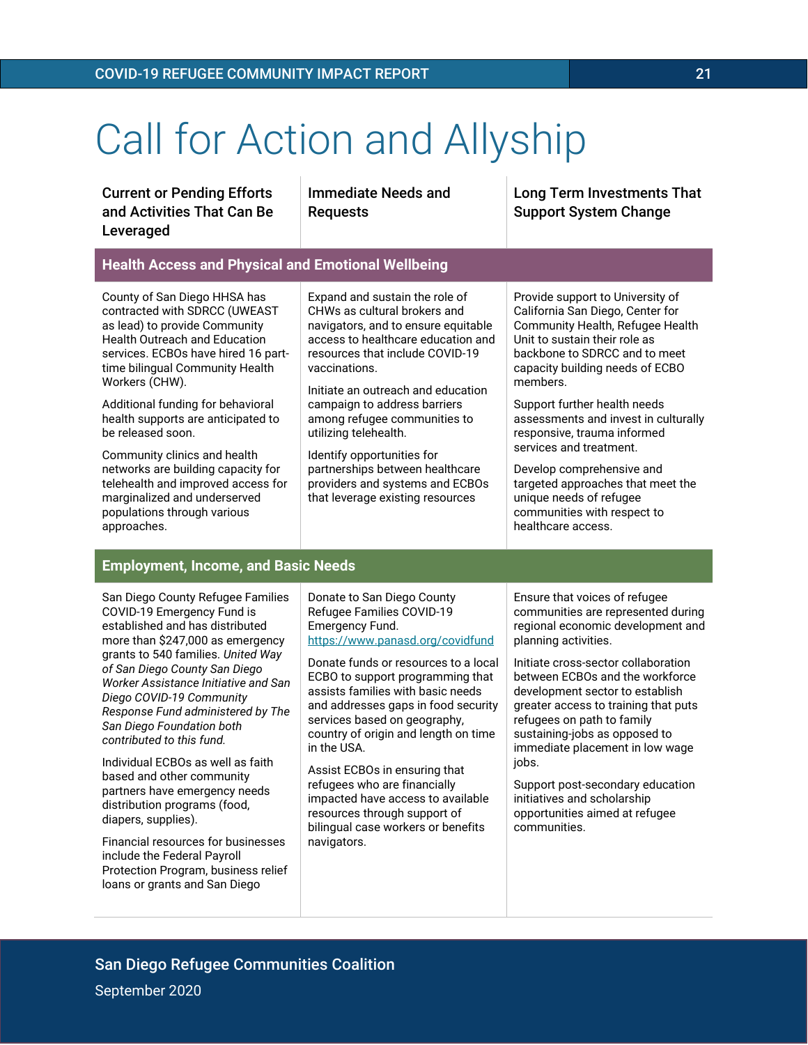# Call for Action and Allyship

| Current or Pending Efforts and Activities That Can Be Leveraged | Immediate Needs and Requests | Long Term Investments That Support System Change |
|---|---|---|
| **Health Access and Physical and Emotional Wellbeing** | | |
| County of San Diego HHSA has contracted with SDRCC (UWEAST as lead) to provide Community Health Outreach and Education services. ECBOs have hired 16 part-time bilingual Community Health Workers (CHW).<br><br>Additional funding for behavioral health supports are anticipated to be released soon.<br><br>Community clinics and health networks are building capacity for telehealth and improved access for marginalized and underserved populations through various approaches. | Expand and sustain the role of CHWs as cultural brokers and navigators, and to ensure equitable access to healthcare education and resources that include COVID-19 vaccinations.<br><br>Initiate an outreach and education campaign to address barriers among refugee communities to utilizing telehealth.<br><br>Identify opportunities for partnerships between healthcare providers and systems and ECBOs that leverage existing resources | Provide support to University of California San Diego, Center for Community Health, Refugee Health Unit to sustain their role as backbone to SDRCC and to meet capacity building needs of ECBO members.<br><br>Support further health needs assessments and invest in culturally responsive, trauma informed services and treatment.<br><br>Develop comprehensive and targeted approaches that meet the unique needs of refugee communities with respect to healthcare access. |
| **Employment, Income, and Basic Needs** | | |
| San Diego County Refugee Families COVID-19 Emergency Fund is established and has distributed more than $247,000 as emergency grants to 540 families. *United Way of San Diego County San Diego Worker Assistance Initiative and San Diego COVID-19 Community Response Fund administered by The San Diego Foundation both contributed to this fund.*<br><br>Individual ECBOs as well as faith based and other community partners have emergency needs distribution programs (food, diapers, supplies).<br><br>Financial resources for businesses include the Federal Payroll Protection Program, business relief loans or grants and San Diego | Donate to San Diego County Refugee Families COVID-19 Emergency Fund. https://www.panasd.org/covidfund<br><br>Donate funds or resources to a local ECBO to support programming that assists families with basic needs and addresses gaps in food security services based on geography, country of origin and length on time in the USA.<br><br>Assist ECBOs in ensuring that refugees who are financially impacted have access to available resources through support of bilingual case workers or benefits navigators. | Ensure that voices of refugee communities are represented during regional economic development and planning activities.<br><br>Initiate cross-sector collaboration between ECBOs and the workforce development sector to establish greater access to training that puts refugees on path to family sustaining-jobs as opposed to immediate placement in low wage jobs.<br><br>Support post-secondary education initiatives and scholarship opportunities aimed at refugee communities. |

San Diego Refugee Communities Coalition

September 2020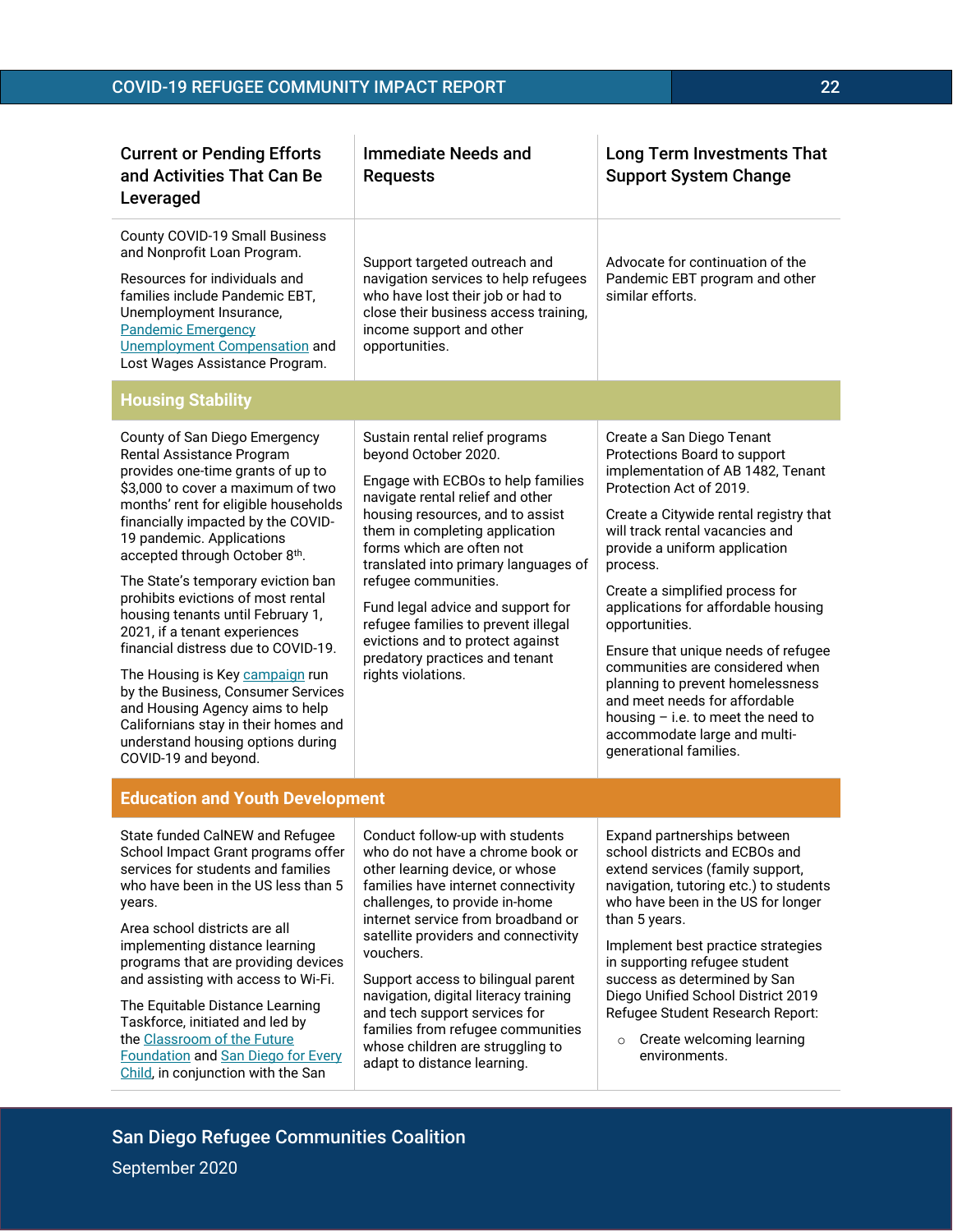| Current or Pending Efforts and Activities That Can Be Leveraged | Immediate Needs and Requests | Long Term Investments That Support System Change |
|---|---|---|
| County COVID-19 Small Business and Nonprofit Loan Program.<br><br>Resources for individuals and families include Pandemic EBT, Unemployment Insurance, [Pandemic Emergency Unemployment Compensation]() and Lost Wages Assistance Program. | Support targeted outreach and navigation services to help refugees who have lost their job or had to close their business access training, income support and other opportunities. | Advocate for continuation of the Pandemic EBT program and other similar efforts. |
| **Housing Stability** | | |
| County of San Diego Emergency Rental Assistance Program provides one-time grants of up to $3,000 to cover a maximum of two months' rent for eligible households financially impacted by the COVID-19 pandemic. Applications accepted through October 8th.<br><br>The State's temporary eviction ban prohibits evictions of most rental housing tenants until February 1, 2021, if a tenant experiences financial distress due to COVID-19.<br><br>The Housing is Key [campaign]() run by the Business, Consumer Services and Housing Agency aims to help Californians stay in their homes and understand housing options during COVID-19 and beyond. | Sustain rental relief programs beyond October 2020.<br><br>Engage with ECBOs to help families navigate rental relief and other housing resources, and to assist them in completing application forms which are often not translated into primary languages of refugee communities.<br><br>Fund legal advice and support for refugee families to prevent illegal evictions and to protect against predatory practices and tenant rights violations. | Create a San Diego Tenant Protections Board to support implementation of AB 1482, Tenant Protection Act of 2019.<br><br>Create a Citywide rental registry that will track rental vacancies and provide a uniform application process.<br><br>Create a simplified process for applications for affordable housing opportunities.<br><br>Ensure that unique needs of refugee communities are considered when planning to prevent homelessness and meet needs for affordable housing – i.e. to meet the need to accommodate large and multi-generational families. |
| **Education and Youth Development** | | |
| State funded CalNEW and Refugee School Impact Grant programs offer services for students and families who have been in the US less than 5 years.<br><br>Area school districts are all implementing distance learning programs that are providing devices and assisting with access to Wi-Fi.<br><br>The Equitable Distance Learning Taskforce, initiated and led by the [Classroom of the Future Foundation]() and [San Diego for Every Child](), in conjunction with the San | Conduct follow-up with students who do not have a chrome book or other learning device, or whose families have internet connectivity challenges, to provide in-home internet service from broadband or satellite providers and connectivity vouchers.<br><br>Support access to bilingual parent navigation, digital literacy training and tech support services for families from refugee communities whose children are struggling to adapt to distance learning. | Expand partnerships between school districts and ECBOs and extend services (family support, navigation, tutoring etc.) to students who have been in the US for longer than 5 years.<br><br>Implement best practice strategies in supporting refugee student success as determined by San Diego Unified School District 2019 Refugee Student Research Report:<br><br>○ Create welcoming learning environments. |

San Diego Refugee Communities Coalition
September 2020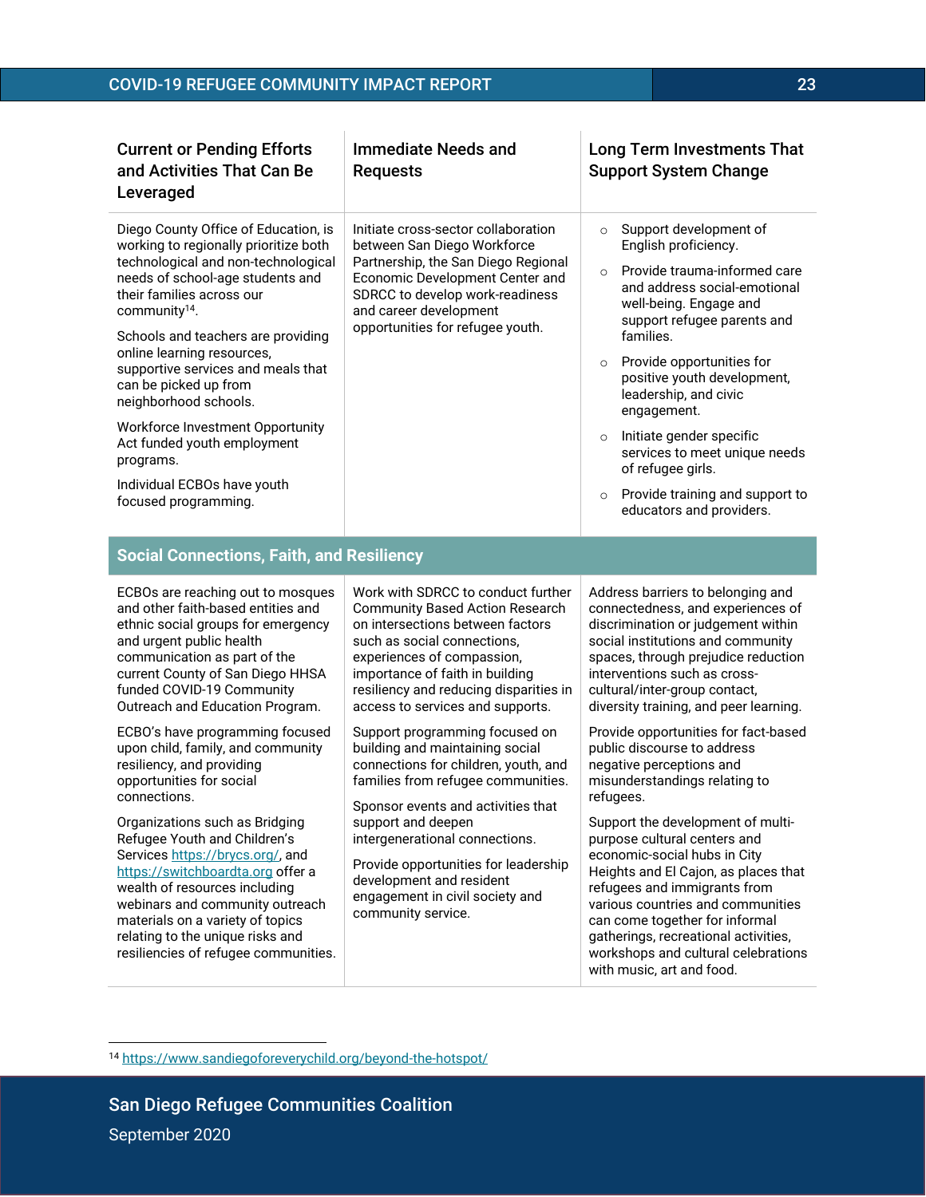| Current or Pending Efforts and Activities That Can Be Leveraged | Immediate Needs and Requests | Long Term Investments That Support System Change |
|---|---|---|
| Diego County Office of Education, is working to regionally prioritize both technological and non-technological needs of school-age students and their families across our community[14].<br><br>Schools and teachers are providing online learning resources, supportive services and meals that can be picked up from neighborhood schools.<br><br>Workforce Investment Opportunity Act funded youth employment programs.<br><br>Individual ECBOs have youth focused programming. | Initiate cross-sector collaboration between San Diego Workforce Partnership, the San Diego Regional Economic Development Center and SDRCC to develop work-readiness and career development opportunities for refugee youth. | ○ Support development of English proficiency.<br><br>○ Provide trauma-informed care and address social-emotional well-being. Engage and support refugee parents and families.<br><br>○ Provide opportunities for positive youth development, leadership, and civic engagement.<br><br>○ Initiate gender specific services to meet unique needs of refugee girls.<br><br>○ Provide training and support to educators and providers. |
| **Social Connections, Faith, and Resiliency** | | |
| ECBOs are reaching out to mosques and other faith-based entities and ethnic social groups for emergency and urgent public health communication as part of the current County of San Diego HHSA funded COVID-19 Community Outreach and Education Program.<br><br>ECBO's have programming focused upon child, family, and community resiliency, and providing opportunities for social connections.<br><br>Organizations such as Bridging Refugee Youth and Children's Services https://brycs.org/, and https://switchboardta.org offer a wealth of resources including webinars and community outreach materials on a variety of topics relating to the unique risks and resiliencies of refugee communities. | Work with SDRCC to conduct further Community Based Action Research on intersections between factors such as social connections, experiences of compassion, importance of faith in building resiliency and reducing disparities in access to services and supports.<br><br>Support programming focused on building and maintaining social connections for children, youth, and families from refugee communities.<br><br>Sponsor events and activities that support and deepen intergenerational connections.<br><br>Provide opportunities for leadership development and resident engagement in civil society and community service. | Address barriers to belonging and connectedness, and experiences of discrimination or judgement within social institutions and community spaces, through prejudice reduction interventions such as cross-cultural/inter-group contact, diversity training, and peer learning.<br><br>Provide opportunities for fact-based public discourse to address negative perceptions and misunderstandings relating to refugees.<br><br>Support the development of multi-purpose cultural centers and economic-social hubs in City Heights and El Cajon, as places that refugees and immigrants from various countries and communities can come together for informal gatherings, recreational activities, workshops and cultural celebrations with music, art and food. |

[14] https://www.sandiegoforeverychild.org/beyond-the-hotspot/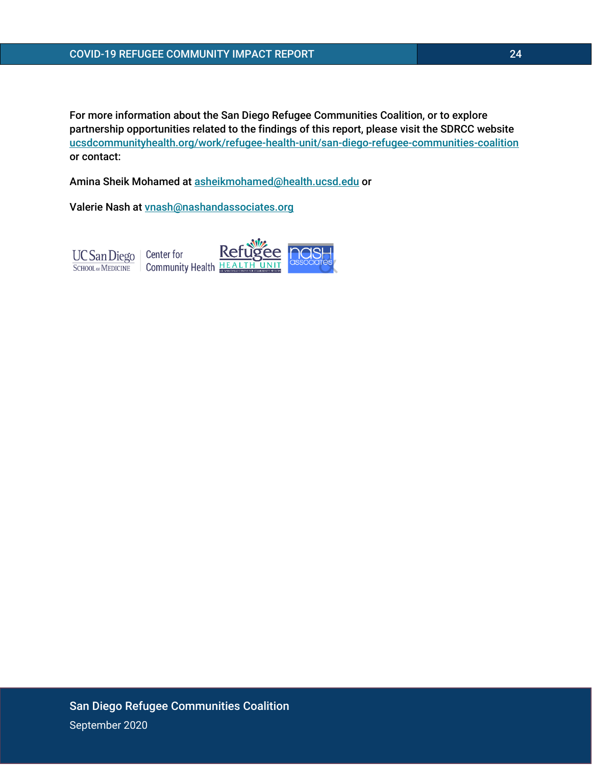For more information about the San Diego Refugee Communities Coalition, or to explore partnership opportunities related to the findings of this report, please visit the SDRCC website ucsdcommunityhealth.org/work/refugee-health-unit/san-diego-refugee-communities-coalition or contact:

Amina Sheik Mohamed at asheikmohamed@health.ucsd.edu or

Valerie Nash at vnash@nashandassociates.org

San Diego Refugee Communities Coalition

September 2020